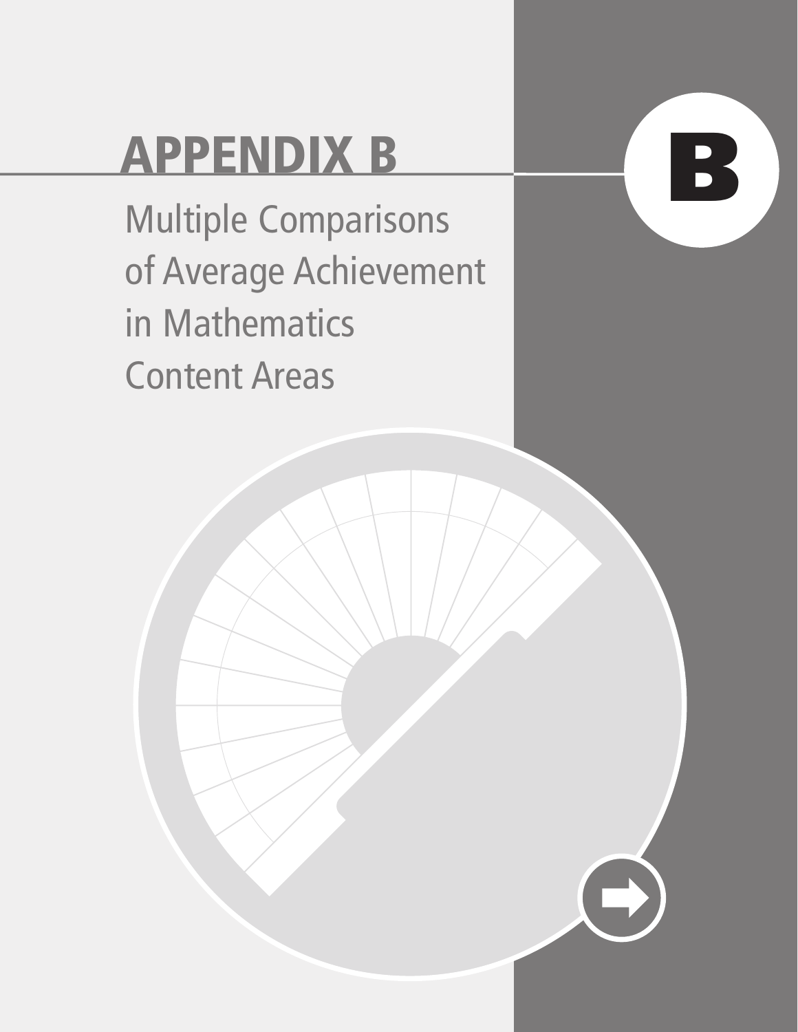# APPENDIX B

## Multiple Comparisons of Average Achievement in Mathematics Content Areas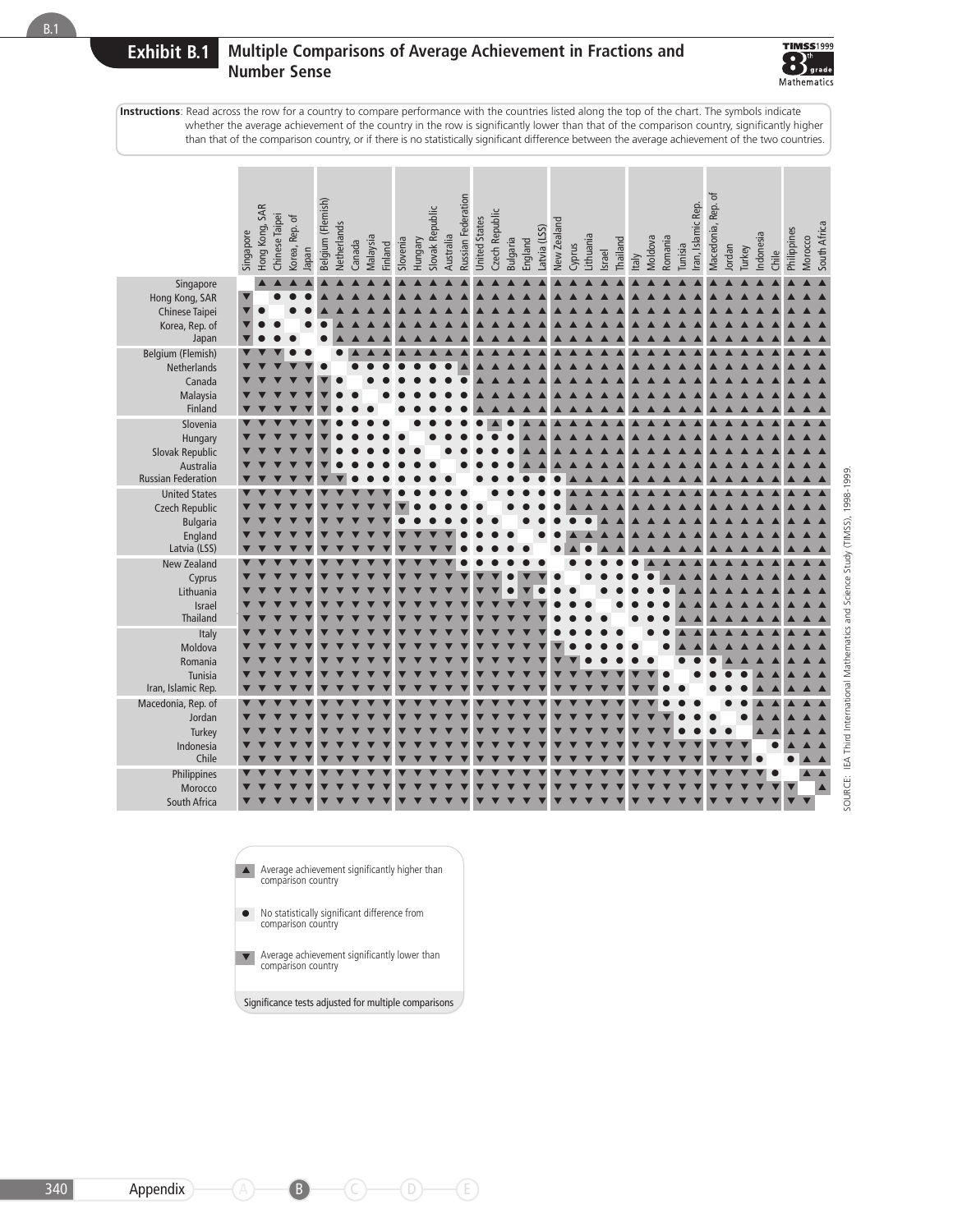## Exhibit B.1 Multiple Comparisons of Average Achievement in Fractions and Number Sense

TIMSS 1999 8th grade Mathematics

**Instructions**: Read across the row for a country to compare performance with the countries listed along the top of the chart. The symbols indicate whether the average achievement of the country in the row is significantly lower than that of the comparison country, significantly higher than that of the comparison country, or if there is no statistically significant difference between the average achievement of the two countries.

| | Singapore | Hong Kong, SAR | Chinese Taipei | Korea, Rep. of | Japan | Belgium (Flemish) | Netherlands | Canada | Malaysia | Finland | Slovenia | Hungary | Slovak Republic | Australia | Russian Federation | United States | Czech Republic | Bulgaria | England | Latvia (LSS) | New Zealand | Cyprus | Lithuania | Israel | Thailand | Italy | Moldova | Romania | Tunisia | Iran, Islamic Rep. | Macedonia, Rep. of | Jordan | Turkey | Indonesia | Chile | Philippines | Morocco | South Africa |
|---|---|---|---|---|---|---|---|---|---|---|---|---|---|---|---|---|---|---|---|---|---|---|---|---|---|---|---|---|---|---|---|---|---|---|---|---|---|---|
| Singapore | | ▲ | ▲ | ▲ | ▲ | ▲ | ▲ | ▲ | ▲ | ▲ | ▲ | ▲ | ▲ | ▲ | ▲ | ▲ | ▲ | ▲ | ▲ | ▲ | ▲ | ▲ | ▲ | ▲ | ▲ | ▲ | ▲ | ▲ | ▲ | ▲ | ▲ | ▲ | ▲ | ▲ | ▲ | ▲ | ▲ | ▲ |
| Hong Kong, SAR | ▼ | | ● | ● | ● | ▲ | ▲ | ▲ | ▲ | ▲ | ▲ | ▲ | ▲ | ▲ | ▲ | ▲ | ▲ | ▲ | ▲ | ▲ | ▲ | ▲ | ▲ | ▲ | ▲ | ▲ | ▲ | ▲ | ▲ | ▲ | ▲ | ▲ | ▲ | ▲ | ▲ | ▲ | ▲ | ▲ |
| Chinese Taipei | ▼ | ● | | ● | ● | ▲ | ▲ | ▲ | ▲ | ▲ | ▲ | ▲ | ▲ | ▲ | ▲ | ▲ | ▲ | ▲ | ▲ | ▲ | ▲ | ▲ | ▲ | ▲ | ▲ | ▲ | ▲ | ▲ | ▲ | ▲ | ▲ | ▲ | ▲ | ▲ | ▲ | ▲ | ▲ | ▲ |
| Korea, Rep. of | ▼ | ● | ● | | ● | ● | ▲ | ▲ | ▲ | ▲ | ▲ | ▲ | ▲ | ▲ | ▲ | ▲ | ▲ | ▲ | ▲ | ▲ | ▲ | ▲ | ▲ | ▲ | ▲ | ▲ | ▲ | ▲ | ▲ | ▲ | ▲ | ▲ | ▲ | ▲ | ▲ | ▲ | ▲ | ▲ |
| Japan | ▼ | ● | ● | ● | | ● | ▲ | ▲ | ▲ | ▲ | ▲ | ▲ | ▲ | ▲ | ▲ | ▲ | ▲ | ▲ | ▲ | ▲ | ▲ | ▲ | ▲ | ▲ | ▲ | ▲ | ▲ | ▲ | ▲ | ▲ | ▲ | ▲ | ▲ | ▲ | ▲ | ▲ | ▲ | ▲ |
| Belgium (Flemish) | ▼ | ▼ | ▼ | ● | ● | | ● | ▲ | ▲ | ▲ | ▲ | ▲ | ▲ | ▲ | ▲ | ▲ | ▲ | ▲ | ▲ | ▲ | ▲ | ▲ | ▲ | ▲ | ▲ | ▲ | ▲ | ▲ | ▲ | ▲ | ▲ | ▲ | ▲ | ▲ | ▲ | ▲ | ▲ | ▲ |
| Netherlands | ▼ | ▼ | ▼ | ▼ | ▼ | ● | | ● | ● | ● | ● | ● | ● | ● | ▲ | ▲ | ▲ | ▲ | ▲ | ▲ | ▲ | ▲ | ▲ | ▲ | ▲ | ▲ | ▲ | ▲ | ▲ | ▲ | ▲ | ▲ | ▲ | ▲ | ▲ | ▲ | ▲ | ▲ |
| Canada | ▼ | ▼ | ▼ | ▼ | ▼ | ▼ | ● | | ● | ● | ● | ● | ● | ● | ● | ▲ | ▲ | ▲ | ▲ | ▲ | ▲ | ▲ | ▲ | ▲ | ▲ | ▲ | ▲ | ▲ | ▲ | ▲ | ▲ | ▲ | ▲ | ▲ | ▲ | ▲ | ▲ | ▲ |
| Malaysia | ▼ | ▼ | ▼ | ▼ | ▼ | ▼ | ● | ● | | ● | ● | ● | ● | ● | ● | ▲ | ▲ | ▲ | ▲ | ▲ | ▲ | ▲ | ▲ | ▲ | ▲ | ▲ | ▲ | ▲ | ▲ | ▲ | ▲ | ▲ | ▲ | ▲ | ▲ | ▲ | ▲ | ▲ |
| Finland | ▼ | ▼ | ▼ | ▼ | ▼ | ▼ | ● | ● | ● | | ● | ● | ● | ● | ● | ▲ | ▲ | ▲ | ▲ | ▲ | ▲ | ▲ | ▲ | ▲ | ▲ | ▲ | ▲ | ▲ | ▲ | ▲ | ▲ | ▲ | ▲ | ▲ | ▲ | ▲ | ▲ | ▲ |
| Slovenia | ▼ | ▼ | ▼ | ▼ | ▼ | ▼ | ● | ● | ● | ● | | ● | ● | ● | ● | ● | ▲ | ● | ▲ | ▲ | ▲ | ▲ | ▲ | ▲ | ▲ | ▲ | ▲ | ▲ | ▲ | ▲ | ▲ | ▲ | ▲ | ▲ | ▲ | ▲ | ▲ | ▲ |
| Hungary | ▼ | ▼ | ▼ | ▼ | ▼ | ▼ | ● | ● | ● | ● | ● | | ● | ● | ● | ● | ● | ● | ▲ | ▲ | ▲ | ▲ | ▲ | ▲ | ▲ | ▲ | ▲ | ▲ | ▲ | ▲ | ▲ | ▲ | ▲ | ▲ | ▲ | ▲ | ▲ | ▲ |
| Slovak Republic | ▼ | ▼ | ▼ | ▼ | ▼ | ▼ | ● | ● | ● | ● | ● | ● | | ● | ● | ● | ● | ● | ▲ | ▲ | ▲ | ▲ | ▲ | ▲ | ▲ | ▲ | ▲ | ▲ | ▲ | ▲ | ▲ | ▲ | ▲ | ▲ | ▲ | ▲ | ▲ | ▲ |
| Australia | ▼ | ▼ | ▼ | ▼ | ▼ | ▼ | ● | ● | ● | ● | ● | ● | ● | | ● | ● | ● | ● | ▲ | ▲ | ▲ | ▲ | ▲ | ▲ | ▲ | ▲ | ▲ | ▲ | ▲ | ▲ | ▲ | ▲ | ▲ | ▲ | ▲ | ▲ | ▲ | ▲ |
| Russian Federation | ▼ | ▼ | ▼ | ▼ | ▼ | ▼ | ▼ | ● | ● | ● | ● | ● | ● | ● | | ● | ● | ● | ● | ● | ● | ▲ | ▲ | ▲ | ▲ | ▲ | ▲ | ▲ | ▲ | ▲ | ▲ | ▲ | ▲ | ▲ | ▲ | ▲ | ▲ | ▲ |
| United States | ▼ | ▼ | ▼ | ▼ | ▼ | ▼ | ▼ | ▼ | ▼ | ▼ | ● | ● | ● | ● | ● | | ● | ● | ● | ● | ● | ▲ | ▲ | ▲ | ▲ | ▲ | ▲ | ▲ | ▲ | ▲ | ▲ | ▲ | ▲ | ▲ | ▲ | ▲ | ▲ | ▲ |
| Czech Republic | ▼ | ▼ | ▼ | ▼ | ▼ | ▼ | ▼ | ▼ | ▼ | ▼ | ▼ | ● | ● | ● | ● | ● | | ● | ● | ● | ● | ▲ | ▲ | ▲ | ▲ | ▲ | ▲ | ▲ | ▲ | ▲ | ▲ | ▲ | ▲ | ▲ | ▲ | ▲ | ▲ | ▲ |
| Bulgaria | ▼ | ▼ | ▼ | ▼ | ▼ | ▼ | ▼ | ▼ | ▼ | ▼ | ● | ● | ● | ● | ● | ● | ● | | ● | ● | ● | ● | ● | ▲ | ▲ | ▲ | ▲ | ▲ | ▲ | ▲ | ▲ | ▲ | ▲ | ▲ | ▲ | ▲ | ▲ | ▲ |
| England | ▼ | ▼ | ▼ | ▼ | ▼ | ▼ | ▼ | ▼ | ▼ | ▼ | ▼ | ▼ | ▼ | ▼ | ● | ● | ● | ● | | ● | ● | ▲ | ▲ | ▲ | ▲ | ▲ | ▲ | ▲ | ▲ | ▲ | ▲ | ▲ | ▲ | ▲ | ▲ | ▲ | ▲ | ▲ |
| Latvia (LSS) | ▼ | ▼ | ▼ | ▼ | ▼ | ▼ | ▼ | ▼ | ▼ | ▼ | ▼ | ▼ | ▼ | ▼ | ● | ● | ● | ● | ● | | ● | ▲ | ● | ▲ | ▲ | ▲ | ▲ | ▲ | ▲ | ▲ | ▲ | ▲ | ▲ | ▲ | ▲ | ▲ | ▲ | ▲ |
| New Zealand | ▼ | ▼ | ▼ | ▼ | ▼ | ▼ | ▼ | ▼ | ▼ | ▼ | ▼ | ▼ | ▼ | ▼ | ● | ● | ● | ● | ● | ● | | ● | ● | ● | ● | ● | ▲ | ▲ | ▲ | ▲ | ▲ | ▲ | ▲ | ▲ | ▲ | ▲ | ▲ | ▲ |
| Cyprus | ▼ | ▼ | ▼ | ▼ | ▼ | ▼ | ▼ | ▼ | ▼ | ▼ | ▼ | ▼ | ▼ | ▼ | ▼ | ▼ | ▼ | ● | ▼ | ▼ | ● | | ● | ● | ● | ● | ● | ▲ | ▲ | ▲ | ▲ | ▲ | ▲ | ▲ | ▲ | ▲ | ▲ | ▲ |
| Lithuania | ▼ | ▼ | ▼ | ▼ | ▼ | ▼ | ▼ | ▼ | ▼ | ▼ | ▼ | ▼ | ▼ | ▼ | ▼ | ▼ | ▼ | ● | ▼ | ● | ● | ● | | ● | ● | ● | ● | ● | ▲ | ▲ | ▲ | ▲ | ▲ | ▲ | ▲ | ▲ | ▲ | ▲ |
| Israel | ▼ | ▼ | ▼ | ▼ | ▼ | ▼ | ▼ | ▼ | ▼ | ▼ | ▼ | ▼ | ▼ | ▼ | ▼ | ▼ | ▼ | ▼ | ▼ | ▼ | ● | ● | ● | | ● | ● | ● | ● | ▲ | ▲ | ▲ | ▲ | ▲ | ▲ | ▲ | ▲ | ▲ | ▲ |
| Thailand | ▼ | ▼ | ▼ | ▼ | ▼ | ▼ | ▼ | ▼ | ▼ | ▼ | ▼ | ▼ | ▼ | ▼ | ▼ | ▼ | ▼ | ▼ | ▼ | ▼ | ● | ● | ● | ● | | ● | ● | ● | ▲ | ▲ | ▲ | ▲ | ▲ | ▲ | ▲ | ▲ | ▲ | ▲ |
| Italy | ▼ | ▼ | ▼ | ▼ | ▼ | ▼ | ▼ | ▼ | ▼ | ▼ | ▼ | ▼ | ▼ | ▼ | ▼ | ▼ | ▼ | ▼ | ▼ | ▼ | ● | ● | ● | ● | ● | | ● | ● | ▲ | ▲ | ▲ | ▲ | ▲ | ▲ | ▲ | ▲ | ▲ | ▲ |
| Moldova | ▼ | ▼ | ▼ | ▼ | ▼ | ▼ | ▼ | ▼ | ▼ | ▼ | ▼ | ▼ | ▼ | ▼ | ▼ | ▼ | ▼ | ▼ | ▼ | ▼ | ▼ | ● | ● | ● | ● | ● | | ● | ▲ | ▲ | ▲ | ▲ | ▲ | ▲ | ▲ | ▲ | ▲ | ▲ |
| Romania | ▼ | ▼ | ▼ | ▼ | ▼ | ▼ | ▼ | ▼ | ▼ | ▼ | ▼ | ▼ | ▼ | ▼ | ▼ | ▼ | ▼ | ▼ | ▼ | ▼ | ▼ | ▼ | ● | ● | ● | ● | ● | | ● | ● | ● | ▲ | ▲ | ▲ | ▲ | ▲ | ▲ | ▲ |
| Tunisia | ▼ | ▼ | ▼ | ▼ | ▼ | ▼ | ▼ | ▼ | ▼ | ▼ | ▼ | ▼ | ▼ | ▼ | ▼ | ▼ | ▼ | ▼ | ▼ | ▼ | ▼ | ▼ | ▼ | ▼ | ▼ | ▼ | ▼ | ● | | ● | ● | ● | ● | ▲ | ▲ | ▲ | ▲ | ▲ |
| Iran, Islamic Rep. | ▼ | ▼ | ▼ | ▼ | ▼ | ▼ | ▼ | ▼ | ▼ | ▼ | ▼ | ▼ | ▼ | ▼ | ▼ | ▼ | ▼ | ▼ | ▼ | ▼ | ▼ | ▼ | ▼ | ▼ | ▼ | ▼ | ▼ | ● | ● | | ● | ● | ● | ▲ | ▲ | ▲ | ▲ | ▲ |
| Macedonia, Rep. of | ▼ | ▼ | ▼ | ▼ | ▼ | ▼ | ▼ | ▼ | ▼ | ▼ | ▼ | ▼ | ▼ | ▼ | ▼ | ▼ | ▼ | ▼ | ▼ | ▼ | ▼ | ▼ | ▼ | ▼ | ▼ | ▼ | ▼ | ● | ● | ● | | ● | ● | ▲ | ▲ | ▲ | ▲ | ▲ |
| Jordan | ▼ | ▼ | ▼ | ▼ | ▼ | ▼ | ▼ | ▼ | ▼ | ▼ | ▼ | ▼ | ▼ | ▼ | ▼ | ▼ | ▼ | ▼ | ▼ | ▼ | ▼ | ▼ | ▼ | ▼ | ▼ | ▼ | ▼ | ▼ | ● | ● | ● | | ● | ▲ | ▲ | ▲ | ▲ | ▲ |
| Turkey | ▼ | ▼ | ▼ | ▼ | ▼ | ▼ | ▼ | ▼ | ▼ | ▼ | ▼ | ▼ | ▼ | ▼ | ▼ | ▼ | ▼ | ▼ | ▼ | ▼ | ▼ | ▼ | ▼ | ▼ | ▼ | ▼ | ▼ | ▼ | ● | ● | ● | ● | | ▲ | ▲ | ▲ | ▲ | ▲ |
| Indonesia | ▼ | ▼ | ▼ | ▼ | ▼ | ▼ | ▼ | ▼ | ▼ | ▼ | ▼ | ▼ | ▼ | ▼ | ▼ | ▼ | ▼ | ▼ | ▼ | ▼ | ▼ | ▼ | ▼ | ▼ | ▼ | ▼ | ▼ | ▼ | ▼ | ▼ | ▼ | ▼ | ▼ | | ● | ▲ | ▲ | ▲ |
| Chile | ▼ | ▼ | ▼ | ▼ | ▼ | ▼ | ▼ | ▼ | ▼ | ▼ | ▼ | ▼ | ▼ | ▼ | ▼ | ▼ | ▼ | ▼ | ▼ | ▼ | ▼ | ▼ | ▼ | ▼ | ▼ | ▼ | ▼ | ▼ | ▼ | ▼ | ▼ | ▼ | ▼ | ● | | ● | ▲ | ▲ |
| Philippines | ▼ | ▼ | ▼ | ▼ | ▼ | ▼ | ▼ | ▼ | ▼ | ▼ | ▼ | ▼ | ▼ | ▼ | ▼ | ▼ | ▼ | ▼ | ▼ | ▼ | ▼ | ▼ | ▼ | ▼ | ▼ | ▼ | ▼ | ▼ | ▼ | ▼ | ▼ | ▼ | ▼ | ▼ | ● | | ▲ | ▲ |
| Morocco | ▼ | ▼ | ▼ | ▼ | ▼ | ▼ | ▼ | ▼ | ▼ | ▼ | ▼ | ▼ | ▼ | ▼ | ▼ | ▼ | ▼ | ▼ | ▼ | ▼ | ▼ | ▼ | ▼ | ▼ | ▼ | ▼ | ▼ | ▼ | ▼ | ▼ | ▼ | ▼ | ▼ | ▼ | ▼ | ▼ | | ▲ |
| South Africa | ▼ | ▼ | ▼ | ▼ | ▼ | ▼ | ▼ | ▼ | ▼ | ▼ | ▼ | ▼ | ▼ | ▼ | ▼ | ▼ | ▼ | ▼ | ▼ | ▼ | ▼ | ▼ | ▼ | ▼ | ▼ | ▼ | ▼ | ▼ | ▼ | ▼ | ▼ | ▼ | ▼ | ▼ | ▼ | ▼ | ▼ | |

▲ Average achievement significantly higher than comparison country

● No statistically significant difference from comparison country

▼ Average achievement significantly lower than comparison country

Significance tests adjusted for multiple comparisons

SOURCE: IEA Third International Mathematics and Science Study (TIMSS), 1998-1999.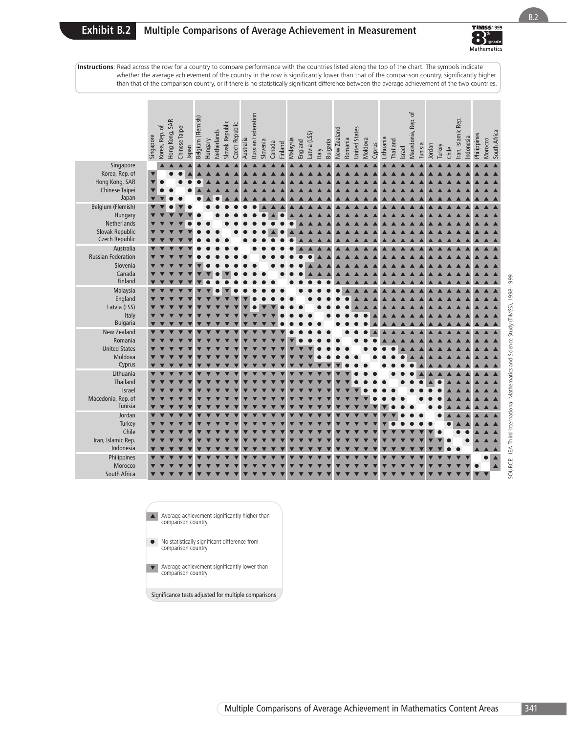# Exhibit B.2 Multiple Comparisons of Average Achievement in Measurement

**Instructions**: Read across the row for a country to compare performance with the countries listed along the top of the chart. The symbols indicate whether the average achievement of the country in the row is significantly lower than that of the comparison country, significantly higher than that of the comparison country, or if there is no statistically significant difference between the average achievement of the two countries.

| | Singapore | Korea, Rep. of | Hong Kong, SAR | Chinese Taipei | Japan | Belgium (Flemish) | Hungary | Netherlands | Slovak Republic | Czech Republic | Australia | Russian Federation | Slovenia | Canada | Finland | Malaysia | England | Latvia (LSS) | Italy | Bulgaria | New Zealand | Romania | United States | Moldova | Cyprus | Lithuania | Thailand | Israel | Macedonia, Rep. of | Tunisia | Jordan | Turkey | Chile | Iran, Islamic Rep. | Indonesia | Philippines | Morocco | South Africa |
|---|---|---|---|---|---|---|---|---|---|---|---|---|---|---|---|---|---|---|---|---|---|---|---|---|---|---|---|---|---|---|---|---|---|---|---|---|---|---|
| Singapore | | ▲ | ▲ | ▲ | ▲ | ▲ | ▲ | ▲ | ▲ | ▲ | ▲ | ▲ | ▲ | ▲ | ▲ | ▲ | ▲ | ▲ | ▲ | ▲ | ▲ | ▲ | ▲ | ▲ | ▲ | ▲ | ▲ | ▲ | ▲ | ▲ | ▲ | ▲ | ▲ | ▲ | ▲ | ▲ | ▲ | ▲ |
| Korea, Rep. of | ▼ | | ● | ● | ▲ | ▲ | ▲ | ▲ | ▲ | ▲ | ▲ | ▲ | ▲ | ▲ | ▲ | ▲ | ▲ | ▲ | ▲ | ▲ | ▲ | ▲ | ▲ | ▲ | ▲ | ▲ | ▲ | ▲ | ▲ | ▲ | ▲ | ▲ | ▲ | ▲ | ▲ | ▲ | ▲ | ▲ |
| Hong Kong, SAR | ▼ | ● | | ● | ● | ● | ▲ | ▲ | ▲ | ▲ | ▲ | ▲ | ▲ | ▲ | ▲ | ▲ | ▲ | ▲ | ▲ | ▲ | ▲ | ▲ | ▲ | ▲ | ▲ | ▲ | ▲ | ▲ | ▲ | ▲ | ▲ | ▲ | ▲ | ▲ | ▲ | ▲ | ▲ | ▲ |
| Chinese Taipei | ▼ | ● | ● | | ● | ▲ | ▲ | ▲ | ▲ | ▲ | ▲ | ▲ | ▲ | ▲ | ▲ | ▲ | ▲ | ▲ | ▲ | ▲ | ▲ | ▲ | ▲ | ▲ | ▲ | ▲ | ▲ | ▲ | ▲ | ▲ | ▲ | ▲ | ▲ | ▲ | ▲ | ▲ | ▲ | ▲ |
| Japan | ▼ | ▼ | ● | ● | | ● | ▲ | ● | ▲ | ▲ | ▲ | ▲ | ▲ | ▲ | ▲ | ▲ | ▲ | ▲ | ▲ | ▲ | ▲ | ▲ | ▲ | ▲ | ▲ | ▲ | ▲ | ▲ | ▲ | ▲ | ▲ | ▲ | ▲ | ▲ | ▲ | ▲ | ▲ | ▲ |
| Belgium (Flemish) | ▼ | ▼ | ● | ▼ | ● | | ● | ● | ● | ● | ● | ● | ▲ | ▲ | ▲ | ▲ | ▲ | ▲ | ▲ | ▲ | ▲ | ▲ | ▲ | ▲ | ▲ | ▲ | ▲ | ▲ | ▲ | ▲ | ▲ | ▲ | ▲ | ▲ | ▲ | ▲ | ▲ | ▲ |
| Hungary | ▼ | ▼ | ▼ | ▼ | ▼ | ● | | ● | ● | ● | ● | ● | ● | ▲ | ● | ▲ | ▲ | ▲ | ▲ | ▲ | ▲ | ▲ | ▲ | ▲ | ▲ | ▲ | ▲ | ▲ | ▲ | ▲ | ▲ | ▲ | ▲ | ▲ | ▲ | ▲ | ▲ | ▲ |
| Netherlands | ▼ | ▼ | ▼ | ▼ | ● | ● | ● | | ● | ● | ● | ● | ● | ● | ● | ● | ▲ | ▲ | ▲ | ▲ | ▲ | ▲ | ▲ | ▲ | ▲ | ▲ | ▲ | ▲ | ▲ | ▲ | ▲ | ▲ | ▲ | ▲ | ▲ | ▲ | ▲ | ▲ |
| Slovak Republic | ▼ | ▼ | ▼ | ▼ | ▼ | ● | ● | ● | | ● | ● | ● | ● | ▲ | ● | ▲ | ▲ | ▲ | ▲ | ▲ | ▲ | ▲ | ▲ | ▲ | ▲ | ▲ | ▲ | ▲ | ▲ | ▲ | ▲ | ▲ | ▲ | ▲ | ▲ | ▲ | ▲ | ▲ |
| Czech Republic | ▼ | ▼ | ▼ | ▼ | ▼ | ● | ● | ● | ● | | ● | ● | ● | ● | ● | ● | ▲ | ▲ | ▲ | ▲ | ▲ | ▲ | ▲ | ▲ | ▲ | ▲ | ▲ | ▲ | ▲ | ▲ | ▲ | ▲ | ▲ | ▲ | ▲ | ▲ | ▲ | ▲ |
| Australia | ▼ | ▼ | ▼ | ▼ | ▼ | ● | ● | ● | ● | ● | | ● | ● | ● | ● | ● | ▲ | ▲ | ▲ | ▲ | ▲ | ▲ | ▲ | ▲ | ▲ | ▲ | ▲ | ▲ | ▲ | ▲ | ▲ | ▲ | ▲ | ▲ | ▲ | ▲ | ▲ | ▲ |
| Russian Federation | ▼ | ▼ | ▼ | ▼ | ▼ | ● | ● | ● | ● | ● | ● | | ● | ● | ● | ● | ● | ● | ▲ | ▲ | ▲ | ▲ | ▲ | ▲ | ▲ | ▲ | ▲ | ▲ | ▲ | ▲ | ▲ | ▲ | ▲ | ▲ | ▲ | ▲ | ▲ | ▲ |
| Slovenia | ▼ | ▼ | ▼ | ▼ | ▼ | ▼ | ● | ● | ● | ● | ● | ● | | ● | ● | ● | ● | ▲ | ▲ | ▲ | ▲ | ▲ | ▲ | ▲ | ▲ | ▲ | ▲ | ▲ | ▲ | ▲ | ▲ | ▲ | ▲ | ▲ | ▲ | ▲ | ▲ | ▲ |
| Canada | ▼ | ▼ | ▼ | ▼ | ▼ | ▼ | ▼ | ● | ▼ | ● | ● | ● | ● | | ● | ● | ● | ▲ | ▲ | ▲ | ▲ | ▲ | ▲ | ▲ | ▲ | ▲ | ▲ | ▲ | ▲ | ▲ | ▲ | ▲ | ▲ | ▲ | ▲ | ▲ | ▲ | ▲ |
| Finland | ▼ | ▼ | ▼ | ▼ | ▼ | ▼ | ● | ● | ● | ● | ● | ● | ● | ● | | ● | ● | ● | ● | ● | ▲ | ▲ | ▲ | ▲ | ▲ | ▲ | ▲ | ▲ | ▲ | ▲ | ▲ | ▲ | ▲ | ▲ | ▲ | ▲ | ▲ | ▲ |
| Malaysia | ▼ | ▼ | ▼ | ▼ | ▼ | ▼ | ▼ | ● | ▼ | ● | ● | ● | ● | ● | ● | | ● | ● | ● | ● | ● | ▲ | ▲ | ▲ | ▲ | ▲ | ▲ | ▲ | ▲ | ▲ | ▲ | ▲ | ▲ | ▲ | ▲ | ▲ | ▲ | ▲ |
| England | ▼ | ▼ | ▼ | ▼ | ▼ | ▼ | ▼ | ▼ | ▼ | ▼ | ▼ | ● | ● | ● | ● | ● | | ● | ● | ● | ● | ● | ▲ | ▲ | ▲ | ▲ | ▲ | ▲ | ▲ | ▲ | ▲ | ▲ | ▲ | ▲ | ▲ | ▲ | ▲ | ▲ |
| Latvia (LSS) | ▼ | ▼ | ▼ | ▼ | ▼ | ▼ | ▼ | ▼ | ▼ | ▼ | ▼ | ● | ▼ | ▼ | ● | ● | ● | | ● | ● | ● | ● | ▲ | ▲ | ▲ | ▲ | ▲ | ▲ | ▲ | ▲ | ▲ | ▲ | ▲ | ▲ | ▲ | ▲ | ▲ | ▲ |
| Italy | ▼ | ▼ | ▼ | ▼ | ▼ | ▼ | ▼ | ▼ | ▼ | ▼ | ▼ | ▼ | ▼ | ▼ | ● | ● | ● | ● | | ● | ● | ● | ● | ● | ▲ | ▲ | ▲ | ▲ | ▲ | ▲ | ▲ | ▲ | ▲ | ▲ | ▲ | ▲ | ▲ | ▲ |
| Bulgaria | ▼ | ▼ | ▼ | ▼ | ▼ | ▼ | ▼ | ▼ | ▼ | ▼ | ▼ | ▼ | ▼ | ▼ | ● | ● | ● | ● | ● | | ● | ● | ● | ● | ▲ | ▲ | ▲ | ▲ | ▲ | ▲ | ▲ | ▲ | ▲ | ▲ | ▲ | ▲ | ▲ | ▲ |
| New Zealand | ▼ | ▼ | ▼ | ▼ | ▼ | ▼ | ▼ | ▼ | ▼ | ▼ | ▼ | ▼ | ▼ | ▼ | ▼ | ● | ● | ● | ● | ● | | ● | ● | ● | ▲ | ▲ | ▲ | ▲ | ▲ | ▲ | ▲ | ▲ | ▲ | ▲ | ▲ | ▲ | ▲ | ▲ |
| Romania | ▼ | ▼ | ▼ | ▼ | ▼ | ▼ | ▼ | ▼ | ▼ | ▼ | ▼ | ▼ | ▼ | ▼ | ▼ | ▼ | ● | ● | ● | ● | ● | | ● | ● | ● | ▲ | ▲ | ▲ | ▲ | ▲ | ▲ | ▲ | ▲ | ▲ | ▲ | ▲ | ▲ | ▲ |
| United States | ▼ | ▼ | ▼ | ▼ | ▼ | ▼ | ▼ | ▼ | ▼ | ▼ | ▼ | ▼ | ▼ | ▼ | ▼ | ▼ | ▼ | ▼ | ● | ● | ● | ● | | ● | ● | ● | ● | ▲ | ▲ | ▲ | ▲ | ▲ | ▲ | ▲ | ▲ | ▲ | ▲ | ▲ |
| Moldova | ▼ | ▼ | ▼ | ▼ | ▼ | ▼ | ▼ | ▼ | ▼ | ▼ | ▼ | ▼ | ▼ | ▼ | ▼ | ▼ | ▼ | ▼ | ● | ● | ● | ● | ● | | ● | ● | ● | ● | ▲ | ▲ | ▲ | ▲ | ▲ | ▲ | ▲ | ▲ | ▲ | ▲ |
| Cyprus | ▼ | ▼ | ▼ | ▼ | ▼ | ▼ | ▼ | ▼ | ▼ | ▼ | ▼ | ▼ | ▼ | ▼ | ▼ | ▼ | ▼ | ▼ | ▼ | ▼ | ▼ | ● | ● | ● | | ● | ● | ● | ● | ▲ | ▲ | ▲ | ▲ | ▲ | ▲ | ▲ | ▲ | ▲ |
| Lithuania | ▼ | ▼ | ▼ | ▼ | ▼ | ▼ | ▼ | ▼ | ▼ | ▼ | ▼ | ▼ | ▼ | ▼ | ▼ | ▼ | ▼ | ▼ | ▼ | ▼ | ▼ | ▼ | ● | ● | ● | | ● | ● | ● | ▲ | ▲ | ▲ | ▲ | ▲ | ▲ | ▲ | ▲ | ▲ |
| Thailand | ▼ | ▼ | ▼ | ▼ | ▼ | ▼ | ▼ | ▼ | ▼ | ▼ | ▼ | ▼ | ▼ | ▼ | ▼ | ▼ | ▼ | ▼ | ▼ | ▼ | ▼ | ▼ | ● | ● | ● | ● | | ● | ● | ● | ▲ | ● | ▲ | ▲ | ▲ | ▲ | ▲ | ▲ |
| Israel | ▼ | ▼ | ▼ | ▼ | ▼ | ▼ | ▼ | ▼ | ▼ | ▼ | ▼ | ▼ | ▼ | ▼ | ▼ | ▼ | ▼ | ▼ | ▼ | ▼ | ▼ | ▼ | ▼ | ● | ● | ● | ● | | ● | ● | ● | ● | ▲ | ▲ | ▲ | ▲ | ▲ | ▲ |
| Macedonia, Rep. of | ▼ | ▼ | ▼ | ▼ | ▼ | ▼ | ▼ | ▼ | ▼ | ▼ | ▼ | ▼ | ▼ | ▼ | ▼ | ▼ | ▼ | ▼ | ▼ | ▼ | ▼ | ▼ | ▼ | ▼ | ● | ● | ● | ● | | ● | ● | ● | ▲ | ▲ | ▲ | ▲ | ▲ | ▲ |
| Tunisia | ▼ | ▼ | ▼ | ▼ | ▼ | ▼ | ▼ | ▼ | ▼ | ▼ | ▼ | ▼ | ▼ | ▼ | ▼ | ▼ | ▼ | ▼ | ▼ | ▼ | ▼ | ▼ | ▼ | ▼ | ▼ | ▼ | ● | ● | ● | | ● | ● | ▲ | ▲ | ▲ | ▲ | ▲ | ▲ |
| Jordan | ▼ | ▼ | ▼ | ▼ | ▼ | ▼ | ▼ | ▼ | ▼ | ▼ | ▼ | ▼ | ▼ | ▼ | ▼ | ▼ | ▼ | ▼ | ▼ | ▼ | ▼ | ▼ | ▼ | ▼ | ▼ | ▼ | ▼ | ● | ● | ● | | ● | ▲ | ▲ | ▲ | ▲ | ▲ | ▲ |
| Turkey | ▼ | ▼ | ▼ | ▼ | ▼ | ▼ | ▼ | ▼ | ▼ | ▼ | ▼ | ▼ | ▼ | ▼ | ▼ | ▼ | ▼ | ▼ | ▼ | ▼ | ▼ | ▼ | ▼ | ▼ | ▼ | ▼ | ● | ● | ● | ● | ● | | ● | ▲ | ▲ | ▲ | ▲ | ▲ |
| Chile | ▼ | ▼ | ▼ | ▼ | ▼ | ▼ | ▼ | ▼ | ▼ | ▼ | ▼ | ▼ | ▼ | ▼ | ▼ | ▼ | ▼ | ▼ | ▼ | ▼ | ▼ | ▼ | ▼ | ▼ | ▼ | ▼ | ▼ | ▼ | ▼ | ▼ | ▼ | ● | | ● | ● | ▲ | ▲ | ▲ |
| Iran, Islamic Rep. | ▼ | ▼ | ▼ | ▼ | ▼ | ▼ | ▼ | ▼ | ▼ | ▼ | ▼ | ▼ | ▼ | ▼ | ▼ | ▼ | ▼ | ▼ | ▼ | ▼ | ▼ | ▼ | ▼ | ▼ | ▼ | ▼ | ▼ | ▼ | ▼ | ▼ | ▼ | ▼ | ● | | ● | ▲ | ▲ | ▲ |
| Indonesia | ▼ | ▼ | ▼ | ▼ | ▼ | ▼ | ▼ | ▼ | ▼ | ▼ | ▼ | ▼ | ▼ | ▼ | ▼ | ▼ | ▼ | ▼ | ▼ | ▼ | ▼ | ▼ | ▼ | ▼ | ▼ | ▼ | ▼ | ▼ | ▼ | ▼ | ▼ | ▼ | ● | ● | | ▲ | ▲ | ▲ |
| Philippines | ▼ | ▼ | ▼ | ▼ | ▼ | ▼ | ▼ | ▼ | ▼ | ▼ | ▼ | ▼ | ▼ | ▼ | ▼ | ▼ | ▼ | ▼ | ▼ | ▼ | ▼ | ▼ | ▼ | ▼ | ▼ | ▼ | ▼ | ▼ | ▼ | ▼ | ▼ | ▼ | ▼ | ▼ | ▼ | | ● | ▲ |
| Morocco | ▼ | ▼ | ▼ | ▼ | ▼ | ▼ | ▼ | ▼ | ▼ | ▼ | ▼ | ▼ | ▼ | ▼ | ▼ | ▼ | ▼ | ▼ | ▼ | ▼ | ▼ | ▼ | ▼ | ▼ | ▼ | ▼ | ▼ | ▼ | ▼ | ▼ | ▼ | ▼ | ▼ | ▼ | ▼ | ● | | ▲ |
| South Africa | ▼ | ▼ | ▼ | ▼ | ▼ | ▼ | ▼ | ▼ | ▼ | ▼ | ▼ | ▼ | ▼ | ▼ | ▼ | ▼ | ▼ | ▼ | ▼ | ▼ | ▼ | ▼ | ▼ | ▼ | ▼ | ▼ | ▼ | ▼ | ▼ | ▼ | ▼ | ▼ | ▼ | ▼ | ▼ | ▼ | ▼ | |

▲ Average achievement significantly higher than comparison country

● No statistically significant difference from comparison country

▼ Average achievement significantly lower than comparison country

Significance tests adjusted for multiple comparisons

SOURCE: IEA Third International Mathematics and Science Study (TIMSS), 1998-1999.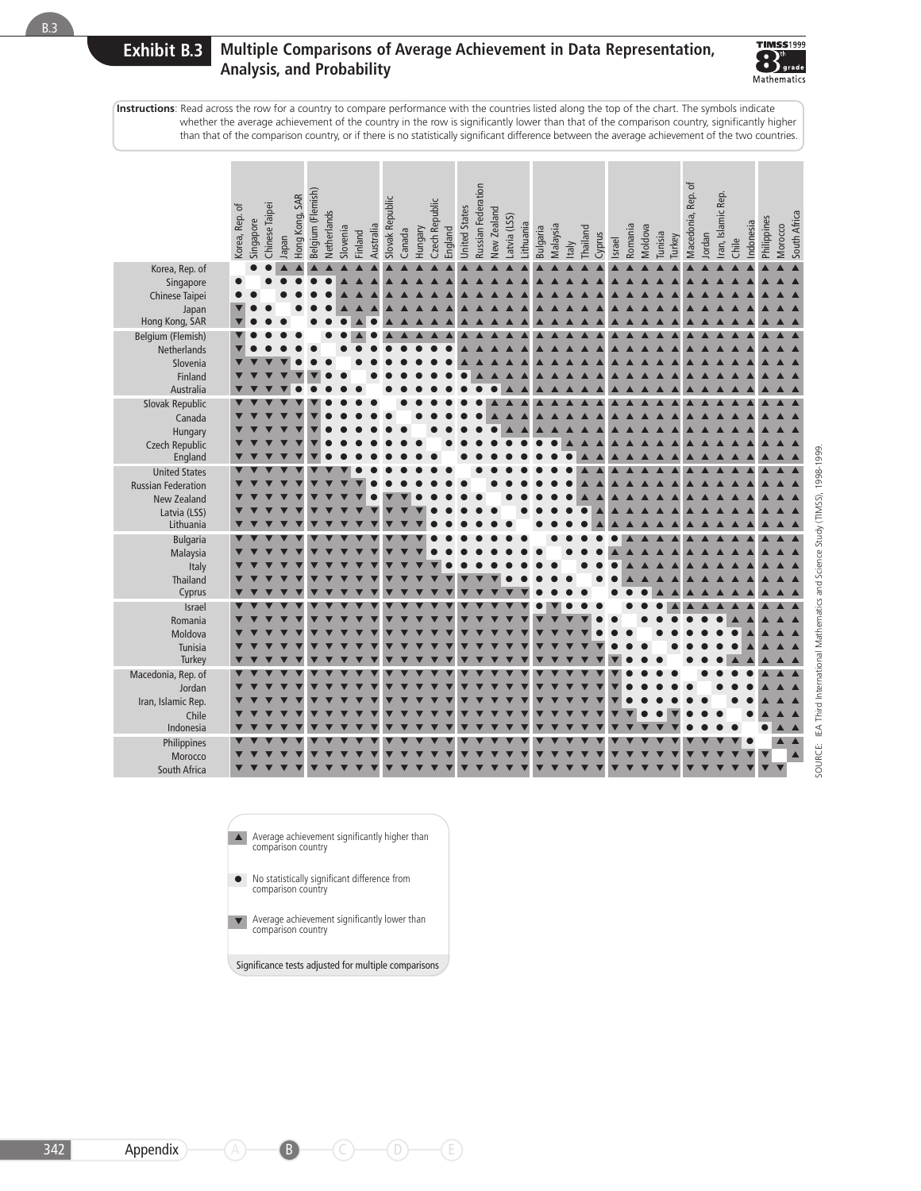# Exhibit B.3 Multiple Comparisons of Average Achievement in Data Representation, Analysis, and Probability

**Instructions**: Read across the row for a country to compare performance with the countries listed along the top of the chart. The symbols indicate whether the average achievement of the country in the row is significantly lower than that of the comparison country, significantly higher than that of the comparison country, or if there is no statistically significant difference between the average achievement of the two countries.

| | Korea, Rep. of | Singapore | Chinese Taipei | Japan | Hong Kong, SAR | Belgium (Flemish) | Netherlands | Slovenia | Finland | Australia | Slovak Republic | Canada | Hungary | Czech Republic | England | United States | Russian Federation | New Zealand | Latvia (LSS) | Lithuania | Bulgaria | Malaysia | Italy | Thailand | Cyprus | Israel | Romania | Moldova | Tunisia | Turkey | Macedonia, Rep. of | Jordan | Iran, Islamic Rep. | Chile | Indonesia | Philippines | Morocco | South Africa |
|---|---|---|---|---|---|---|---|---|---|---|---|---|---|---|---|---|---|---|---|---|---|---|---|---|---|---|---|---|---|---|---|---|---|---|---|---|---|---|
| Korea, Rep. of | | ● | ● | ▲ | ▲ | ▲ | ▲ | ▲ | ▲ | ▲ | ▲ | ▲ | ▲ | ▲ | ▲ | ▲ | ▲ | ▲ | ▲ | ▲ | ▲ | ▲ | ▲ | ▲ | ▲ | ▲ | ▲ | ▲ | ▲ | ▲ | ▲ | ▲ | ▲ | ▲ | ▲ | ▲ | ▲ | ▲ |
| Singapore | ● | | ● | ● | ● | ● | ● | ▲ | ▲ | ▲ | ▲ | ▲ | ▲ | ▲ | ▲ | ▲ | ▲ | ▲ | ▲ | ▲ | ▲ | ▲ | ▲ | ▲ | ▲ | ▲ | ▲ | ▲ | ▲ | ▲ | ▲ | ▲ | ▲ | ▲ | ▲ | ▲ | ▲ | ▲ |
| Chinese Taipei | ● | ● | | ● | ● | ● | ● | ▲ | ▲ | ▲ | ▲ | ▲ | ▲ | ▲ | ▲ | ▲ | ▲ | ▲ | ▲ | ▲ | ▲ | ▲ | ▲ | ▲ | ▲ | ▲ | ▲ | ▲ | ▲ | ▲ | ▲ | ▲ | ▲ | ▲ | ▲ | ▲ | ▲ | ▲ |
| Japan | ▼ | ● | ● | | ● | ● | ● | ▲ | ▲ | ▲ | ▲ | ▲ | ▲ | ▲ | ▲ | ▲ | ▲ | ▲ | ▲ | ▲ | ▲ | ▲ | ▲ | ▲ | ▲ | ▲ | ▲ | ▲ | ▲ | ▲ | ▲ | ▲ | ▲ | ▲ | ▲ | ▲ | ▲ | ▲ |
| Hong Kong, SAR | ▼ | ● | ● | ● | | ● | ● | ● | ▲ | ● | ▲ | ▲ | ▲ | ▲ | ▲ | ▲ | ▲ | ▲ | ▲ | ▲ | ▲ | ▲ | ▲ | ▲ | ▲ | ▲ | ▲ | ▲ | ▲ | ▲ | ▲ | ▲ | ▲ | ▲ | ▲ | ▲ | ▲ | ▲ |
| Belgium (Flemish) | ▼ | ● | ● | ● | ● | | ● | ● | ▲ | ● | ▲ | ▲ | ▲ | ▲ | ▲ | ▲ | ▲ | ▲ | ▲ | ▲ | ▲ | ▲ | ▲ | ▲ | ▲ | ▲ | ▲ | ▲ | ▲ | ▲ | ▲ | ▲ | ▲ | ▲ | ▲ | ▲ | ▲ | ▲ |
| Netherlands | ▼ | ● | ● | ● | ● | ● | | ● | ● | ● | ● | ● | ● | ● | ● | ▲ | ▲ | ▲ | ▲ | ▲ | ▲ | ▲ | ▲ | ▲ | ▲ | ▲ | ▲ | ▲ | ▲ | ▲ | ▲ | ▲ | ▲ | ▲ | ▲ | ▲ | ▲ | ▲ |
| Slovenia | ▼ | ▼ | ▼ | ▼ | ● | ● | ● | | ● | ● | ● | ● | ● | ● | ● | ▲ | ▲ | ▲ | ▲ | ▲ | ▲ | ▲ | ▲ | ▲ | ▲ | ▲ | ▲ | ▲ | ▲ | ▲ | ▲ | ▲ | ▲ | ▲ | ▲ | ▲ | ▲ | ▲ |
| Finland | ▼ | ▼ | ▼ | ▼ | ▼ | ▼ | ● | ● | | ● | ● | ● | ● | ● | ● | ● | ▲ | ▲ | ▲ | ▲ | ▲ | ▲ | ▲ | ▲ | ▲ | ▲ | ▲ | ▲ | ▲ | ▲ | ▲ | ▲ | ▲ | ▲ | ▲ | ▲ | ▲ | ▲ |
| Australia | ▼ | ▼ | ▼ | ▼ | ● | ● | ● | ● | ● | | ● | ● | ● | ● | ● | ● | ● | ● | ▲ | ▲ | ▲ | ▲ | ▲ | ▲ | ▲ | ▲ | ▲ | ▲ | ▲ | ▲ | ▲ | ▲ | ▲ | ▲ | ▲ | ▲ | ▲ | ▲ |
| Slovak Republic | ▼ | ▼ | ▼ | ▼ | ▼ | ▼ | ● | ● | ● | ● | | ● | ● | ● | ● | ● | ● | ▲ | ▲ | ▲ | ▲ | ▲ | ▲ | ▲ | ▲ | ▲ | ▲ | ▲ | ▲ | ▲ | ▲ | ▲ | ▲ | ▲ | ▲ | ▲ | ▲ | ▲ |
| Canada | ▼ | ▼ | ▼ | ▼ | ▼ | ▼ | ● | ● | ● | ● | ● | | ● | ● | ● | ● | ● | ▲ | ▲ | ▲ | ▲ | ▲ | ▲ | ▲ | ▲ | ▲ | ▲ | ▲ | ▲ | ▲ | ▲ | ▲ | ▲ | ▲ | ▲ | ▲ | ▲ | ▲ |
| Hungary | ▼ | ▼ | ▼ | ▼ | ▼ | ▼ | ● | ● | ● | ● | ● | ● | | ● | ● | ● | ● | ● | ▲ | ▲ | ▲ | ▲ | ▲ | ▲ | ▲ | ▲ | ▲ | ▲ | ▲ | ▲ | ▲ | ▲ | ▲ | ▲ | ▲ | ▲ | ▲ | ▲ |
| Czech Republic | ▼ | ▼ | ▼ | ▼ | ▼ | ▼ | ● | ● | ● | ● | ● | ● | ● | | ● | ● | ● | ● | ● | ● | ● | ● | ▲ | ▲ | ▲ | ▲ | ▲ | ▲ | ▲ | ▲ | ▲ | ▲ | ▲ | ▲ | ▲ | ▲ | ▲ | ▲ |
| England | ▼ | ▼ | ▼ | ▼ | ▼ | ▼ | ● | ● | ● | ● | ● | ● | ● | ● | | ● | ● | ● | ● | ● | ● | ● | ● | ▲ | ▲ | ▲ | ▲ | ▲ | ▲ | ▲ | ▲ | ▲ | ▲ | ▲ | ▲ | ▲ | ▲ | ▲ |
| United States | ▼ | ▼ | ▼ | ▼ | ▼ | ▼ | ▼ | ▼ | ● | ● | ● | ● | ● | ● | ● | | ● | ● | ● | ● | ● | ● | ● | ▲ | ▲ | ▲ | ▲ | ▲ | ▲ | ▲ | ▲ | ▲ | ▲ | ▲ | ▲ | ▲ | ▲ | ▲ |
| Russian Federation | ▼ | ▼ | ▼ | ▼ | ▼ | ▼ | ▼ | ▼ | ▼ | ● | ● | ● | ● | ● | ● | ● | | ● | ● | ● | ● | ● | ● | ▲ | ▲ | ▲ | ▲ | ▲ | ▲ | ▲ | ▲ | ▲ | ▲ | ▲ | ▲ | ▲ | ▲ | ▲ |
| New Zealand | ▼ | ▼ | ▼ | ▼ | ▼ | ▼ | ▼ | ▼ | ▼ | ● | ▼ | ▼ | ● | ● | ● | ● | ● | | ● | ● | ● | ● | ● | ▲ | ▲ | ▲ | ▲ | ▲ | ▲ | ▲ | ▲ | ▲ | ▲ | ▲ | ▲ | ▲ | ▲ | ▲ |
| Latvia (LSS) | ▼ | ▼ | ▼ | ▼ | ▼ | ▼ | ▼ | ▼ | ▼ | ▼ | ▼ | ▼ | ▼ | ● | ● | ● | ● | ● | | ● | ● | ● | ● | ● | ▲ | ▲ | ▲ | ▲ | ▲ | ▲ | ▲ | ▲ | ▲ | ▲ | ▲ | ▲ | ▲ | ▲ |
| Lithuania | ▼ | ▼ | ▼ | ▼ | ▼ | ▼ | ▼ | ▼ | ▼ | ▼ | ▼ | ▼ | ▼ | ● | ● | ● | ● | ● | ● | | ● | ● | ● | ● | ▲ | ▲ | ▲ | ▲ | ▲ | ▲ | ▲ | ▲ | ▲ | ▲ | ▲ | ▲ | ▲ | ▲ |
| Bulgaria | ▼ | ▼ | ▼ | ▼ | ▼ | ▼ | ▼ | ▼ | ▼ | ▼ | ▼ | ▼ | ▼ | ● | ● | ● | ● | ● | ● | ● | | ● | ● | ● | ● | ● | ▲ | ▲ | ▲ | ▲ | ▲ | ▲ | ▲ | ▲ | ▲ | ▲ | ▲ | ▲ |
| Malaysia | ▼ | ▼ | ▼ | ▼ | ▼ | ▼ | ▼ | ▼ | ▼ | ▼ | ▼ | ▼ | ▼ | ● | ● | ● | ● | ● | ● | ● | ● | | ● | ● | ● | ▲ | ▲ | ▲ | ▲ | ▲ | ▲ | ▲ | ▲ | ▲ | ▲ | ▲ | ▲ | ▲ |
| Italy | ▼ | ▼ | ▼ | ▼ | ▼ | ▼ | ▼ | ▼ | ▼ | ▼ | ▼ | ▼ | ▼ | ▼ | ● | ● | ● | ● | ● | ● | ● | ● | | ● | ● | ● | ▲ | ▲ | ▲ | ▲ | ▲ | ▲ | ▲ | ▲ | ▲ | ▲ | ▲ | ▲ |
| Thailand | ▼ | ▼ | ▼ | ▼ | ▼ | ▼ | ▼ | ▼ | ▼ | ▼ | ▼ | ▼ | ▼ | ▼ | ▼ | ▼ | ▼ | ▼ | ● | ● | ● | ● | ● | | ● | ● | ▲ | ▲ | ▲ | ▲ | ▲ | ▲ | ▲ | ▲ | ▲ | ▲ | ▲ | ▲ |
| Cyprus | ▼ | ▼ | ▼ | ▼ | ▼ | ▼ | ▼ | ▼ | ▼ | ▼ | ▼ | ▼ | ▼ | ▼ | ▼ | ▼ | ▼ | ▼ | ▼ | ▼ | ● | ● | ● | ● | | ● | ● | ● | ▲ | ▲ | ▲ | ▲ | ▲ | ▲ | ▲ | ▲ | ▲ | ▲ |
| Israel | ▼ | ▼ | ▼ | ▼ | ▼ | ▼ | ▼ | ▼ | ▼ | ▼ | ▼ | ▼ | ▼ | ▼ | ▼ | ▼ | ▼ | ▼ | ▼ | ▼ | ● | ▼ | ● | ● | ● | | ● | ● | ● | ▲ | ▲ | ▲ | ▲ | ▲ | ▲ | ▲ | ▲ | ▲ |
| Romania | ▼ | ▼ | ▼ | ▼ | ▼ | ▼ | ▼ | ▼ | ▼ | ▼ | ▼ | ▼ | ▼ | ▼ | ▼ | ▼ | ▼ | ▼ | ▼ | ▼ | ▼ | ▼ | ▼ | ▼ | ● | ● | | ● | ● | ● | ● | ● | ● | ▲ | ▲ | ▲ | ▲ | ▲ |
| Moldova | ▼ | ▼ | ▼ | ▼ | ▼ | ▼ | ▼ | ▼ | ▼ | ▼ | ▼ | ▼ | ▼ | ▼ | ▼ | ▼ | ▼ | ▼ | ▼ | ▼ | ▼ | ▼ | ▼ | ▼ | ● | ● | ● | | ● | ● | ● | ● | ● | ● | ▲ | ▲ | ▲ | ▲ |
| Tunisia | ▼ | ▼ | ▼ | ▼ | ▼ | ▼ | ▼ | ▼ | ▼ | ▼ | ▼ | ▼ | ▼ | ▼ | ▼ | ▼ | ▼ | ▼ | ▼ | ▼ | ▼ | ▼ | ▼ | ▼ | ▼ | ● | ● | ● | | ● | ● | ● | ● | ● | ▲ | ▲ | ▲ | ▲ |
| Turkey | ▼ | ▼ | ▼ | ▼ | ▼ | ▼ | ▼ | ▼ | ▼ | ▼ | ▼ | ▼ | ▼ | ▼ | ▼ | ▼ | ▼ | ▼ | ▼ | ▼ | ▼ | ▼ | ▼ | ▼ | ▼ | ▼ | ● | ● | ● | | ● | ● | ● | ▲ | ▲ | ▲ | ▲ | ▲ |
| Macedonia, Rep. of | ▼ | ▼ | ▼ | ▼ | ▼ | ▼ | ▼ | ▼ | ▼ | ▼ | ▼ | ▼ | ▼ | ▼ | ▼ | ▼ | ▼ | ▼ | ▼ | ▼ | ▼ | ▼ | ▼ | ▼ | ▼ | ▼ | ● | ● | ● | ● | | ● | ● | ● | ● | ▲ | ▲ | ▲ |
| Jordan | ▼ | ▼ | ▼ | ▼ | ▼ | ▼ | ▼ | ▼ | ▼ | ▼ | ▼ | ▼ | ▼ | ▼ | ▼ | ▼ | ▼ | ▼ | ▼ | ▼ | ▼ | ▼ | ▼ | ▼ | ▼ | ▼ | ● | ● | ● | ● | ● | | ● | ● | ● | ▲ | ▲ | ▲ |
| Iran, Islamic Rep. | ▼ | ▼ | ▼ | ▼ | ▼ | ▼ | ▼ | ▼ | ▼ | ▼ | ▼ | ▼ | ▼ | ▼ | ▼ | ▼ | ▼ | ▼ | ▼ | ▼ | ▼ | ▼ | ▼ | ▼ | ▼ | ▼ | ● | ● | ● | ● | ● | ● | | ● | ● | ▲ | ▲ | ▲ |
| Chile | ▼ | ▼ | ▼ | ▼ | ▼ | ▼ | ▼ | ▼ | ▼ | ▼ | ▼ | ▼ | ▼ | ▼ | ▼ | ▼ | ▼ | ▼ | ▼ | ▼ | ▼ | ▼ | ▼ | ▼ | ▼ | ▼ | ▼ | ● | ● | ▼ | ● | ● | ● | | ● | ▲ | ▲ | ▲ |
| Indonesia | ▼ | ▼ | ▼ | ▼ | ▼ | ▼ | ▼ | ▼ | ▼ | ▼ | ▼ | ▼ | ▼ | ▼ | ▼ | ▼ | ▼ | ▼ | ▼ | ▼ | ▼ | ▼ | ▼ | ▼ | ▼ | ▼ | ▼ | ▼ | ▼ | ▼ | ● | ● | ● | ● | | ● | ▲ | ▲ |
| Philippines | ▼ | ▼ | ▼ | ▼ | ▼ | ▼ | ▼ | ▼ | ▼ | ▼ | ▼ | ▼ | ▼ | ▼ | ▼ | ▼ | ▼ | ▼ | ▼ | ▼ | ▼ | ▼ | ▼ | ▼ | ▼ | ▼ | ▼ | ▼ | ▼ | ▼ | ▼ | ▼ | ▼ | ▼ | ● | | ▲ | ▲ |
| Morocco | ▼ | ▼ | ▼ | ▼ | ▼ | ▼ | ▼ | ▼ | ▼ | ▼ | ▼ | ▼ | ▼ | ▼ | ▼ | ▼ | ▼ | ▼ | ▼ | ▼ | ▼ | ▼ | ▼ | ▼ | ▼ | ▼ | ▼ | ▼ | ▼ | ▼ | ▼ | ▼ | ▼ | ▼ | ▼ | ▼ | | ▲ |
| South Africa | ▼ | ▼ | ▼ | ▼ | ▼ | ▼ | ▼ | ▼ | ▼ | ▼ | ▼ | ▼ | ▼ | ▼ | ▼ | ▼ | ▼ | ▼ | ▼ | ▼ | ▼ | ▼ | ▼ | ▼ | ▼ | ▼ | ▼ | ▼ | ▼ | ▼ | ▼ | ▼ | ▼ | ▼ | ▼ | ▼ | ▼ | |

▲ Average achievement significantly higher than comparison country

● No statistically significant difference from comparison country

▼ Average achievement significantly lower than comparison country

Significance tests adjusted for multiple comparisons

SOURCE: IEA Third International Mathematics and Science Study (TIMSS), 1998-1999.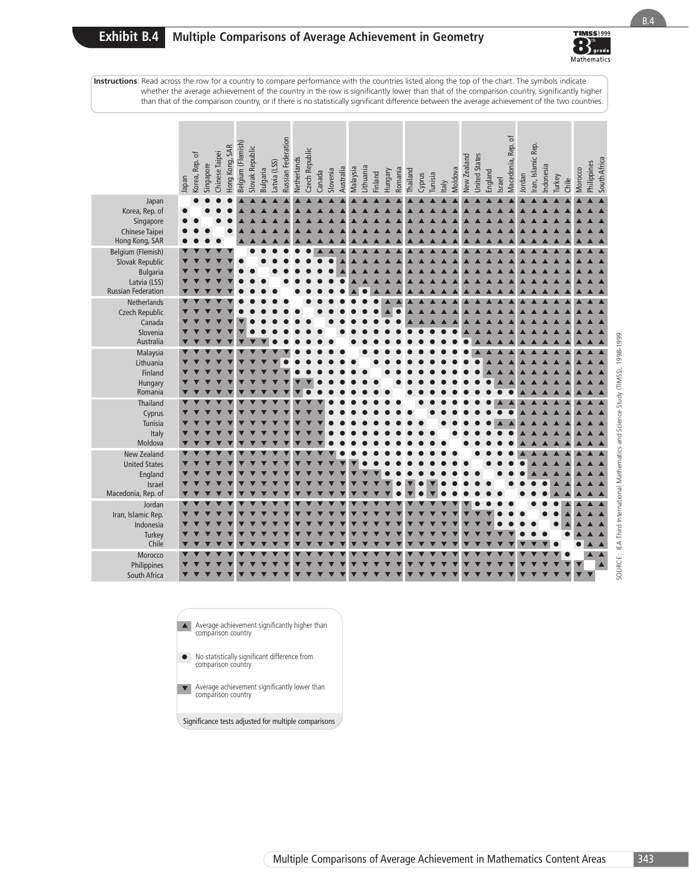# Exhibit B.4 Multiple Comparisons of Average Achievement in Geometry

TIMSS 1999 8th grade Mathematics

**Instructions**: Read across the row for a country to compare performance with the countries listed along the top of the chart. The symbols indicate whether the average achievement of the country in the row is significantly lower than that of the comparison country, significantly higher than that of the comparison country, or if there is no statistically significant difference between the average achievement of the two countries.

| | Japan | Korea, Rep. of | Singapore | Chinese Taipei | Hong Kong, SAR | Belgium (Flemish) | Slovak Republic | Bulgaria | Latvia (LSS) | Russian Federation | Netherlands | Czech Republic | Canada | Slovenia | Australia | Malaysia | Lithuania | Finland | Hungary | Romania | Thailand | Cyprus | Tunisia | Italy | Moldova | New Zealand | United States | England | Israel | Macedonia, Rep. of | Jordan | Iran, Islamic Rep. | Indonesia | Turkey | Chile | Morocco | Philippines | South Africa |
|---|---|---|---|---|---|---|---|---|---|---|---|---|---|---|---|---|---|---|---|---|---|---|---|---|---|---|---|---|---|---|---|---|---|---|---|---|---|---|
| Japan | | ● | ● | ● | ● | ▲ | ▲ | ▲ | ▲ | ▲ | ▲ | ▲ | ▲ | ▲ | ▲ | ▲ | ▲ | ▲ | ▲ | ▲ | ▲ | ▲ | ▲ | ▲ | ▲ | ▲ | ▲ | ▲ | ▲ | ▲ | ▲ | ▲ | ▲ | ▲ | ▲ | ▲ | ▲ | ▲ |
| Korea, Rep. of | ● | | ● | ● | ● | ▲ | ▲ | ▲ | ▲ | ▲ | ▲ | ▲ | ▲ | ▲ | ▲ | ▲ | ▲ | ▲ | ▲ | ▲ | ▲ | ▲ | ▲ | ▲ | ▲ | ▲ | ▲ | ▲ | ▲ | ▲ | ▲ | ▲ | ▲ | ▲ | ▲ | ▲ | ▲ | ▲ |
| Singapore | ● | ● | | ● | ● | ▲ | ▲ | ▲ | ▲ | ▲ | ▲ | ▲ | ▲ | ▲ | ▲ | ▲ | ▲ | ▲ | ▲ | ▲ | ▲ | ▲ | ▲ | ▲ | ▲ | ▲ | ▲ | ▲ | ▲ | ▲ | ▲ | ▲ | ▲ | ▲ | ▲ | ▲ | ▲ | ▲ |
| Chinese Taipei | ● | ● | ● | | ● | ▲ | ▲ | ▲ | ▲ | ▲ | ▲ | ▲ | ▲ | ▲ | ▲ | ▲ | ▲ | ▲ | ▲ | ▲ | ▲ | ▲ | ▲ | ▲ | ▲ | ▲ | ▲ | ▲ | ▲ | ▲ | ▲ | ▲ | ▲ | ▲ | ▲ | ▲ | ▲ | ▲ |
| Hong Kong, SAR | ● | ● | ● | ● | | ▲ | ▲ | ▲ | ▲ | ▲ | ▲ | ▲ | ▲ | ▲ | ▲ | ▲ | ▲ | ▲ | ▲ | ▲ | ▲ | ▲ | ▲ | ▲ | ▲ | ▲ | ▲ | ▲ | ▲ | ▲ | ▲ | ▲ | ▲ | ▲ | ▲ | ▲ | ▲ | ▲ |
| Belgium (Flemish) | ▼ | ▼ | ▼ | ▼ | ▼ | | ● | ● | ● | ● | ● | ● | ▲ | ▲ | ▲ | ▲ | ▲ | ▲ | ▲ | ▲ | ▲ | ▲ | ▲ | ▲ | ▲ | ▲ | ▲ | ▲ | ▲ | ▲ | ▲ | ▲ | ▲ | ▲ | ▲ | ▲ | ▲ | ▲ |
| Slovak Republic | ▼ | ▼ | ▼ | ▼ | ▼ | ● | | ● | ● | ● | ● | ● | ● | ● | ▲ | ▲ | ▲ | ▲ | ▲ | ▲ | ▲ | ▲ | ▲ | ▲ | ▲ | ▲ | ▲ | ▲ | ▲ | ▲ | ▲ | ▲ | ▲ | ▲ | ▲ | ▲ | ▲ | ▲ |
| Bulgaria | ▼ | ▼ | ▼ | ▼ | ▼ | ● | ● | | ● | ● | ● | ● | ● | ● | ▲ | ▲ | ▲ | ▲ | ▲ | ▲ | ▲ | ▲ | ▲ | ▲ | ▲ | ▲ | ▲ | ▲ | ▲ | ▲ | ▲ | ▲ | ▲ | ▲ | ▲ | ▲ | ▲ | ▲ |
| Latvia (LSS) | ▼ | ▼ | ▼ | ▼ | ▼ | ● | ● | ● | | ● | ● | ● | ● | ● | ● | ▲ | ▲ | ▲ | ▲ | ▲ | ▲ | ▲ | ▲ | ▲ | ▲ | ▲ | ▲ | ▲ | ▲ | ▲ | ▲ | ▲ | ▲ | ▲ | ▲ | ▲ | ▲ | ▲ |
| Russian Federation | ▼ | ▼ | ▼ | ▼ | ▼ | ● | ● | ● | ● | | ● | ● | ● | ● | ● | ▲ | ● | ▲ | ▲ | ▲ | ▲ | ▲ | ▲ | ▲ | ▲ | ▲ | ▲ | ▲ | ▲ | ▲ | ▲ | ▲ | ▲ | ▲ | ▲ | ▲ | ▲ | ▲ |
| Netherlands | ▼ | ▼ | ▼ | ▼ | ▼ | ● | ● | ● | ● | ● | | ● | ● | ● | ● | ● | ● | ● | ▲ | ▲ | ▲ | ▲ | ▲ | ▲ | ▲ | ▲ | ▲ | ▲ | ▲ | ▲ | ▲ | ▲ | ▲ | ▲ | ▲ | ▲ | ▲ | ▲ |
| Czech Republic | ▼ | ▼ | ▼ | ▼ | ▼ | ● | ● | ● | ● | ● | ● | | ● | ● | ● | ● | ● | ● | ▲ | ● | ▲ | ▲ | ▲ | ▲ | ▲ | ▲ | ▲ | ▲ | ▲ | ▲ | ▲ | ▲ | ▲ | ▲ | ▲ | ▲ | ▲ | ▲ |
| Canada | ▼ | ▼ | ▼ | ▼ | ▼ | ▼ | ● | ● | ● | ● | ● | ● | | ● | ● | ● | ● | ● | ● | ● | ▲ | ▲ | ▲ | ▲ | ▲ | ▲ | ▲ | ▲ | ▲ | ▲ | ▲ | ▲ | ▲ | ▲ | ▲ | ▲ | ▲ | ▲ |
| Slovenia | ▼ | ▼ | ▼ | ▼ | ▼ | ▼ | ● | ● | ● | ● | ● | ● | ● | | ● | ● | ● | ● | ● | ● | ● | ● | ● | ● | ● | ▲ | ▲ | ▲ | ▲ | ▲ | ▲ | ▲ | ▲ | ▲ | ▲ | ▲ | ▲ | ▲ |
| Australia | ▼ | ▼ | ▼ | ▼ | ▼ | ▼ | ▼ | ▼ | ● | ● | ● | ● | ● | ● | | ● | ● | ● | ● | ● | ● | ● | ● | ● | ● | ● | ▲ | ▲ | ▲ | ▲ | ▲ | ▲ | ▲ | ▲ | ▲ | ▲ | ▲ | ▲ |
| Malaysia | ▼ | ▼ | ▼ | ▼ | ▼ | ▼ | ▼ | ▼ | ▼ | ▼ | ● | ● | ● | ● | ● | | ● | ● | ● | ● | ● | ● | ● | ● | ● | ● | ▲ | ▲ | ▲ | ▲ | ▲ | ▲ | ▲ | ▲ | ▲ | ▲ | ▲ | ▲ |
| Lithuania | ▼ | ▼ | ▼ | ▼ | ▼ | ▼ | ▼ | ▼ | ▼ | ● | ● | ● | ● | ● | ● | ● | | ● | ● | ● | ● | ● | ● | ● | ● | ● | ● | ▲ | ▲ | ▲ | ▲ | ▲ | ▲ | ▲ | ▲ | ▲ | ▲ | ▲ |
| Finland | ▼ | ▼ | ▼ | ▼ | ▼ | ▼ | ▼ | ▼ | ▼ | ▼ | ● | ● | ● | ● | ● | ● | ● | | ● | ● | ● | ● | ● | ● | ● | ● | ● | ● | ▲ | ▲ | ▲ | ▲ | ▲ | ▲ | ▲ | ▲ | ▲ | ▲ |
| Hungary | ▼ | ▼ | ▼ | ▼ | ▼ | ▼ | ▼ | ▼ | ▼ | ▼ | ▼ | ▼ | ● | ● | ● | ● | ● | ● | | ● | ● | ● | ● | ● | ● | ● | ● | ● | ▲ | ▲ | ▲ | ▲ | ▲ | ▲ | ▲ | ▲ | ▲ | ▲ |
| Romania | ▼ | ▼ | ▼ | ▼ | ▼ | ▼ | ▼ | ▼ | ▼ | ▼ | ▼ | ● | ● | ● | ● | ● | ● | ● | ● | | ● | ● | ● | ● | ● | ● | ● | ● | ● | ● | ▲ | ▲ | ▲ | ▲ | ▲ | ▲ | ▲ | ▲ |
| Thailand | ▼ | ▼ | ▼ | ▼ | ▼ | ▼ | ▼ | ▼ | ▼ | ▼ | ▼ | ▼ | ▼ | ● | ● | ● | ● | ● | ● | ● | | ● | ● | ● | ● | ● | ● | ● | ▲ | ▲ | ▲ | ▲ | ▲ | ▲ | ▲ | ▲ | ▲ | ▲ |
| Cyprus | ▼ | ▼ | ▼ | ▼ | ▼ | ▼ | ▼ | ▼ | ▼ | ▼ | ▼ | ▼ | ▼ | ● | ● | ● | ● | ● | ● | ● | ● | | ● | ● | ● | ● | ● | ● | ● | ● | ▲ | ▲ | ▲ | ▲ | ▲ | ▲ | ▲ | ▲ |
| Tunisia | ▼ | ▼ | ▼ | ▼ | ▼ | ▼ | ▼ | ▼ | ▼ | ▼ | ▼ | ▼ | ▼ | ● | ● | ● | ● | ● | ● | ● | ● | ● | | ● | ● | ● | ● | ● | ▲ | ▲ | ▲ | ▲ | ▲ | ▲ | ▲ | ▲ | ▲ | ▲ |
| Italy | ▼ | ▼ | ▼ | ▼ | ▼ | ▼ | ▼ | ▼ | ▼ | ▼ | ▼ | ▼ | ▼ | ● | ● | ● | ● | ● | ● | ● | ● | ● | ● | | ● | ● | ● | ● | ● | ● | ▲ | ▲ | ▲ | ▲ | ▲ | ▲ | ▲ | ▲ |
| Moldova | ▼ | ▼ | ▼ | ▼ | ▼ | ▼ | ▼ | ▼ | ▼ | ▼ | ▼ | ▼ | ▼ | ● | ● | ● | ● | ● | ● | ● | ● | ● | ● | ● | | ● | ● | ● | ● | ● | ▲ | ▲ | ▲ | ▲ | ▲ | ▲ | ▲ | ▲ |
| New Zealand | ▼ | ▼ | ▼ | ▼ | ▼ | ▼ | ▼ | ▼ | ▼ | ▼ | ▼ | ▼ | ▼ | ▼ | ● | ● | ● | ● | ● | ● | ● | ● | ● | ● | ● | | ● | ● | ● | ● | ▲ | ▲ | ▲ | ▲ | ▲ | ▲ | ▲ | ▲ |
| United States | ▼ | ▼ | ▼ | ▼ | ▼ | ▼ | ▼ | ▼ | ▼ | ▼ | ▼ | ▼ | ▼ | ▼ | ▼ | ▼ | ● | ● | ● | ● | ● | ● | ● | ● | ● | ● | | ● | ● | ● | ● | ▲ | ▲ | ▲ | ▲ | ▲ | ▲ | ▲ |
| England | ▼ | ▼ | ▼ | ▼ | ▼ | ▼ | ▼ | ▼ | ▼ | ▼ | ▼ | ▼ | ▼ | ▼ | ▼ | ▼ | ▼ | ● | ● | ● | ● | ● | ● | ● | ● | ● | ● | | ● | ● | ● | ▲ | ▲ | ▲ | ▲ | ▲ | ▲ | ▲ |
| Israel | ▼ | ▼ | ▼ | ▼ | ▼ | ▼ | ▼ | ▼ | ▼ | ▼ | ▼ | ▼ | ▼ | ▼ | ▼ | ▼ | ▼ | ▼ | ▼ | ● | ▼ | ● | ▼ | ● | ● | ● | ● | ● | | ● | ● | ● | ● | ▲ | ▲ | ▲ | ▲ | ▲ |
| Macedonia, Rep. of | ▼ | ▼ | ▼ | ▼ | ▼ | ▼ | ▼ | ▼ | ▼ | ▼ | ▼ | ▼ | ▼ | ▼ | ▼ | ▼ | ▼ | ▼ | ▼ | ● | ▼ | ● | ▼ | ● | ● | ● | ● | ● | ● | | ● | ● | ● | ▲ | ▲ | ▲ | ▲ | ▲ |
| Jordan | ▼ | ▼ | ▼ | ▼ | ▼ | ▼ | ▼ | ▼ | ▼ | ▼ | ▼ | ▼ | ▼ | ▼ | ▼ | ▼ | ▼ | ▼ | ▼ | ▼ | ▼ | ▼ | ▼ | ▼ | ▼ | ▼ | ● | ● | ● | ● | | ● | ● | ● | ▲ | ▲ | ▲ | ▲ |
| Iran, Islamic Rep. | ▼ | ▼ | ▼ | ▼ | ▼ | ▼ | ▼ | ▼ | ▼ | ▼ | ▼ | ▼ | ▼ | ▼ | ▼ | ▼ | ▼ | ▼ | ▼ | ▼ | ▼ | ▼ | ▼ | ▼ | ▼ | ▼ | ▼ | ▼ | ● | ● | ● | | ● | ● | ▲ | ▲ | ▲ | ▲ |
| Indonesia | ▼ | ▼ | ▼ | ▼ | ▼ | ▼ | ▼ | ▼ | ▼ | ▼ | ▼ | ▼ | ▼ | ▼ | ▼ | ▼ | ▼ | ▼ | ▼ | ▼ | ▼ | ▼ | ▼ | ▼ | ▼ | ▼ | ▼ | ▼ | ● | ● | ● | ● | | ● | ▲ | ▲ | ▲ | ▲ |
| Turkey | ▼ | ▼ | ▼ | ▼ | ▼ | ▼ | ▼ | ▼ | ▼ | ▼ | ▼ | ▼ | ▼ | ▼ | ▼ | ▼ | ▼ | ▼ | ▼ | ▼ | ▼ | ▼ | ▼ | ▼ | ▼ | ▼ | ▼ | ▼ | ▼ | ▼ | ● | ● | ● | | ● | ▲ | ▲ | ▲ |
| Chile | ▼ | ▼ | ▼ | ▼ | ▼ | ▼ | ▼ | ▼ | ▼ | ▼ | ▼ | ▼ | ▼ | ▼ | ▼ | ▼ | ▼ | ▼ | ▼ | ▼ | ▼ | ▼ | ▼ | ▼ | ▼ | ▼ | ▼ | ▼ | ▼ | ▼ | ▼ | ▼ | ▼ | ● | | ● | ▲ | ▲ |
| Morocco | ▼ | ▼ | ▼ | ▼ | ▼ | ▼ | ▼ | ▼ | ▼ | ▼ | ▼ | ▼ | ▼ | ▼ | ▼ | ▼ | ▼ | ▼ | ▼ | ▼ | ▼ | ▼ | ▼ | ▼ | ▼ | ▼ | ▼ | ▼ | ▼ | ▼ | ▼ | ▼ | ▼ | ▼ | ● | | ▲ | ▲ |
| Philippines | ▼ | ▼ | ▼ | ▼ | ▼ | ▼ | ▼ | ▼ | ▼ | ▼ | ▼ | ▼ | ▼ | ▼ | ▼ | ▼ | ▼ | ▼ | ▼ | ▼ | ▼ | ▼ | ▼ | ▼ | ▼ | ▼ | ▼ | ▼ | ▼ | ▼ | ▼ | ▼ | ▼ | ▼ | ▼ | ▼ | | ▲ |
| South Africa | ▼ | ▼ | ▼ | ▼ | ▼ | ▼ | ▼ | ▼ | ▼ | ▼ | ▼ | ▼ | ▼ | ▼ | ▼ | ▼ | ▼ | ▼ | ▼ | ▼ | ▼ | ▼ | ▼ | ▼ | ▼ | ▼ | ▼ | ▼ | ▼ | ▼ | ▼ | ▼ | ▼ | ▼ | ▼ | ▼ | ▼ | |

▲ Average achievement significantly higher than comparison country

● No statistically significant difference from comparison country

▼ Average achievement significantly lower than comparison country

Significance tests adjusted for multiple comparisons

SOURCE: IEA Third International Mathematics and Science Study (TIMSS), 1998-1999.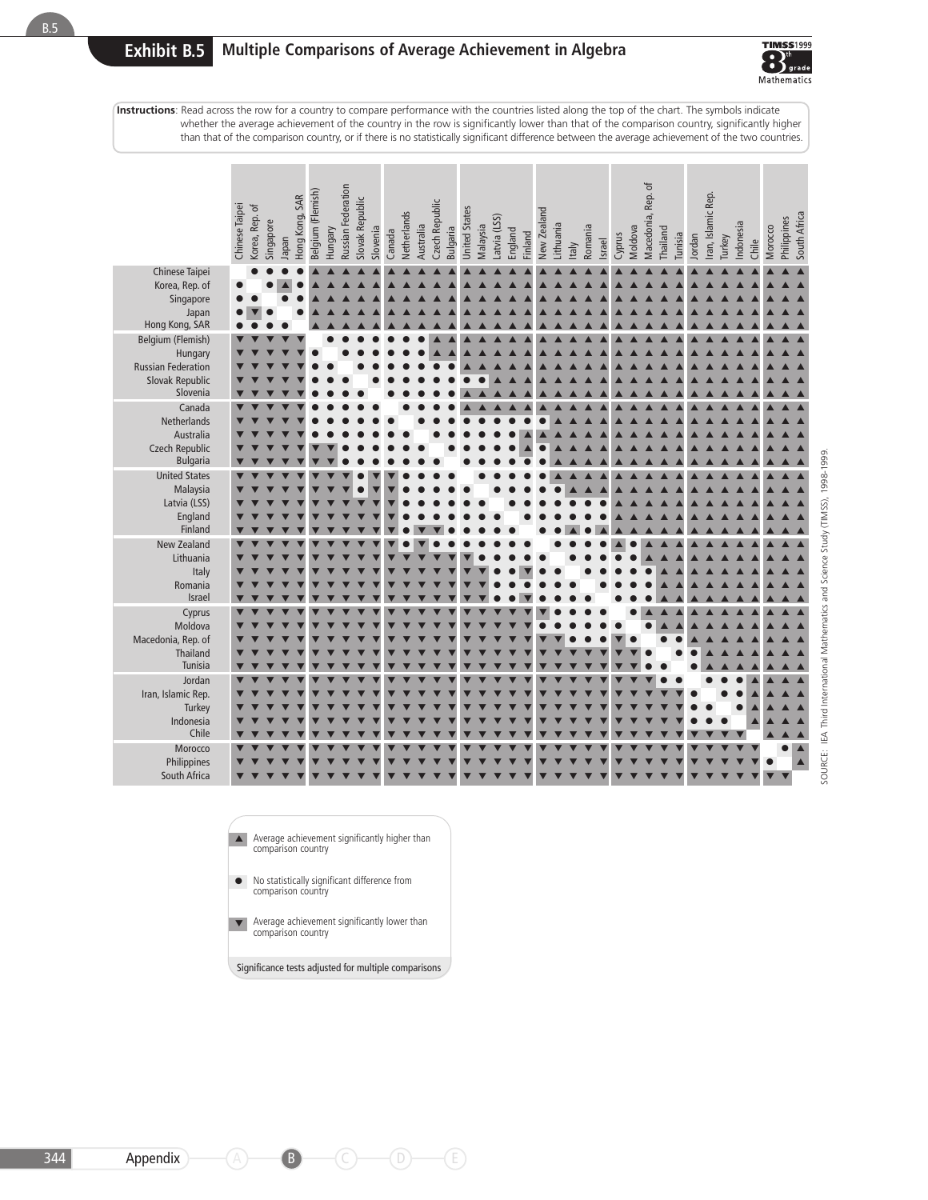# Exhibit B.5 Multiple Comparisons of Average Achievement in Algebra

**Instructions**: Read across the row for a country to compare performance with the countries listed along the top of the chart. The symbols indicate whether the average achievement of the country in the row is significantly lower than that of the comparison country, significantly higher than that of the comparison country, or if there is no statistically significant difference between the average achievement of the two countries.

| | Chinese Taipei | Korea, Rep. of | Singapore | Japan | Hong Kong, SAR | Belgium (Flemish) | Hungary | Russian Federation | Slovak Republic | Slovenia | Canada | Netherlands | Australia | Czech Republic | Bulgaria | United States | Malaysia | Latvia (LSS) | England | Finland | New Zealand | Lithuania | Italy | Romania | Israel | Cyprus | Moldova | Macedonia, Rep. of | Thailand | Tunisia | Jordan | Iran, Islamic Rep. | Turkey | Indonesia | Chile | Morocco | Philippines | South Africa |
|---|---|---|---|---|---|---|---|---|---|---|---|---|---|---|---|---|---|---|---|---|---|---|---|---|---|---|---|---|---|---|---|---|---|---|---|---|---|---|
| Chinese Taipei | | ● | ● | ● | ● | ▲ | ▲ | ▲ | ▲ | ▲ | ▲ | ▲ | ▲ | ▲ | ▲ | ▲ | ▲ | ▲ | ▲ | ▲ | ▲ | ▲ | ▲ | ▲ | ▲ | ▲ | ▲ | ▲ | ▲ | ▲ | ▲ | ▲ | ▲ | ▲ | ▲ | ▲ | ▲ | ▲ |
| Korea, Rep. of | ● | | ● | ▲ | ● | ▲ | ▲ | ▲ | ▲ | ▲ | ▲ | ▲ | ▲ | ▲ | ▲ | ▲ | ▲ | ▲ | ▲ | ▲ | ▲ | ▲ | ▲ | ▲ | ▲ | ▲ | ▲ | ▲ | ▲ | ▲ | ▲ | ▲ | ▲ | ▲ | ▲ | ▲ | ▲ | ▲ |
| Singapore | ● | ● | | ● | ● | ▲ | ▲ | ▲ | ▲ | ▲ | ▲ | ▲ | ▲ | ▲ | ▲ | ▲ | ▲ | ▲ | ▲ | ▲ | ▲ | ▲ | ▲ | ▲ | ▲ | ▲ | ▲ | ▲ | ▲ | ▲ | ▲ | ▲ | ▲ | ▲ | ▲ | ▲ | ▲ | ▲ |
| Japan | ● | ▼ | ● | | ● | ▲ | ▲ | ▲ | ▲ | ▲ | ▲ | ▲ | ▲ | ▲ | ▲ | ▲ | ▲ | ▲ | ▲ | ▲ | ▲ | ▲ | ▲ | ▲ | ▲ | ▲ | ▲ | ▲ | ▲ | ▲ | ▲ | ▲ | ▲ | ▲ | ▲ | ▲ | ▲ | ▲ |
| Hong Kong, SAR | ● | ● | ● | ● | | ▲ | ▲ | ▲ | ▲ | ▲ | ▲ | ▲ | ▲ | ▲ | ▲ | ▲ | ▲ | ▲ | ▲ | ▲ | ▲ | ▲ | ▲ | ▲ | ▲ | ▲ | ▲ | ▲ | ▲ | ▲ | ▲ | ▲ | ▲ | ▲ | ▲ | ▲ | ▲ | ▲ |
| Belgium (Flemish) | ▼ | ▼ | ▼ | ▼ | ▼ | | ● | ● | ● | ● | ● | ● | ● | ▲ | ▲ | ▲ | ▲ | ▲ | ▲ | ▲ | ▲ | ▲ | ▲ | ▲ | ▲ | ▲ | ▲ | ▲ | ▲ | ▲ | ▲ | ▲ | ▲ | ▲ | ▲ | ▲ | ▲ | ▲ |
| Hungary | ▼ | ▼ | ▼ | ▼ | ▼ | ● | | ● | ● | ● | ● | ● | ● | ▲ | ▲ | ▲ | ▲ | ▲ | ▲ | ▲ | ▲ | ▲ | ▲ | ▲ | ▲ | ▲ | ▲ | ▲ | ▲ | ▲ | ▲ | ▲ | ▲ | ▲ | ▲ | ▲ | ▲ | ▲ |
| Russian Federation | ▼ | ▼ | ▼ | ▼ | ▼ | ● | ● | | ● | ● | ● | ● | ● | ● | ● | ▲ | ▲ | ▲ | ▲ | ▲ | ▲ | ▲ | ▲ | ▲ | ▲ | ▲ | ▲ | ▲ | ▲ | ▲ | ▲ | ▲ | ▲ | ▲ | ▲ | ▲ | ▲ | ▲ |
| Slovak Republic | ▼ | ▼ | ▼ | ▼ | ▼ | ● | ● | ● | | ● | ● | ● | ● | ● | ● | ● | ● | ▲ | ▲ | ▲ | ▲ | ▲ | ▲ | ▲ | ▲ | ▲ | ▲ | ▲ | ▲ | ▲ | ▲ | ▲ | ▲ | ▲ | ▲ | ▲ | ▲ | ▲ |
| Slovenia | ▼ | ▼ | ▼ | ▼ | ▼ | ● | ● | ● | ● | | ● | ● | ● | ● | ● | ▲ | ▲ | ▲ | ▲ | ▲ | ▲ | ▲ | ▲ | ▲ | ▲ | ▲ | ▲ | ▲ | ▲ | ▲ | ▲ | ▲ | ▲ | ▲ | ▲ | ▲ | ▲ | ▲ |
| Canada | ▼ | ▼ | ▼ | ▼ | ▼ | ● | ● | ● | ● | ● | | ● | ● | ● | ● | ▲ | ▲ | ▲ | ▲ | ▲ | ▲ | ▲ | ▲ | ▲ | ▲ | ▲ | ▲ | ▲ | ▲ | ▲ | ▲ | ▲ | ▲ | ▲ | ▲ | ▲ | ▲ | ▲ |
| Netherlands | ▼ | ▼ | ▼ | ▼ | ▼ | ● | ● | ● | ● | ● | ● | | ● | ● | ● | ● | ● | ● | ● | ● | ● | ▲ | ▲ | ▲ | ▲ | ▲ | ▲ | ▲ | ▲ | ▲ | ▲ | ▲ | ▲ | ▲ | ▲ | ▲ | ▲ | ▲ |
| Australia | ▼ | ▼ | ▼ | ▼ | ▼ | ● | ● | ● | ● | ● | ● | ● | | ● | ● | ● | ● | ● | ● | ▲ | ▲ | ▲ | ▲ | ▲ | ▲ | ▲ | ▲ | ▲ | ▲ | ▲ | ▲ | ▲ | ▲ | ▲ | ▲ | ▲ | ▲ | ▲ |
| Czech Republic | ▼ | ▼ | ▼ | ▼ | ▼ | ▼ | ▼ | ● | ● | ● | ● | ● | ● | | ● | ● | ● | ● | ● | ▲ | ● | ▲ | ▲ | ▲ | ▲ | ▲ | ▲ | ▲ | ▲ | ▲ | ▲ | ▲ | ▲ | ▲ | ▲ | ▲ | ▲ | ▲ |
| Bulgaria | ▼ | ▼ | ▼ | ▼ | ▼ | ▼ | ▼ | ● | ● | ● | ● | ● | ● | ● | | ● | ● | ● | ● | ● | ● | ▲ | ▲ | ▲ | ▲ | ▲ | ▲ | ▲ | ▲ | ▲ | ▲ | ▲ | ▲ | ▲ | ▲ | ▲ | ▲ | ▲ |
| United States | ▼ | ▼ | ▼ | ▼ | ▼ | ▼ | ▼ | ▼ | ● | ▼ | ▼ | ● | ● | ● | ● | | ● | ● | ● | ● | ● | ▲ | ▲ | ▲ | ▲ | ▲ | ▲ | ▲ | ▲ | ▲ | ▲ | ▲ | ▲ | ▲ | ▲ | ▲ | ▲ | ▲ |
| Malaysia | ▼ | ▼ | ▼ | ▼ | ▼ | ▼ | ▼ | ▼ | ● | ▼ | ▼ | ● | ● | ● | ● | ● | | ● | ● | ● | ● | ● | ▲ | ▲ | ▲ | ▲ | ▲ | ▲ | ▲ | ▲ | ▲ | ▲ | ▲ | ▲ | ▲ | ▲ | ▲ | ▲ |
| Latvia (LSS) | ▼ | ▼ | ▼ | ▼ | ▼ | ▼ | ▼ | ▼ | ▼ | ▼ | ▼ | ● | ● | ● | ● | ● | ● | | ● | ● | ● | ● | ● | ● | ● | ▲ | ▲ | ▲ | ▲ | ▲ | ▲ | ▲ | ▲ | ▲ | ▲ | ▲ | ▲ | ▲ |
| England | ▼ | ▼ | ▼ | ▼ | ▼ | ▼ | ▼ | ▼ | ▼ | ▼ | ▼ | ● | ● | ● | ● | ● | ● | ● | | ● | ● | ● | ● | ● | ● | ▲ | ▲ | ▲ | ▲ | ▲ | ▲ | ▲ | ▲ | ▲ | ▲ | ▲ | ▲ | ▲ |
| Finland | ▼ | ▼ | ▼ | ▼ | ▼ | ▼ | ▼ | ▼ | ▼ | ▼ | ▼ | ● | ▼ | ▼ | ● | ● | ● | ● | ● | | ● | ● | ▲ | ● | ▲ | ▲ | ▲ | ▲ | ▲ | ▲ | ▲ | ▲ | ▲ | ▲ | ▲ | ▲ | ▲ | ▲ |
| New Zealand | ▼ | ▼ | ▼ | ▼ | ▼ | ▼ | ▼ | ▼ | ▼ | ▼ | ▼ | ● | ▼ | ● | ● | ● | ● | ● | ● | ● | | ● | ● | ● | ● | ▲ | ● | ▲ | ▲ | ▲ | ▲ | ▲ | ▲ | ▲ | ▲ | ▲ | ▲ | ▲ |
| Lithuania | ▼ | ▼ | ▼ | ▼ | ▼ | ▼ | ▼ | ▼ | ▼ | ▼ | ▼ | ▼ | ▼ | ▼ | ▼ | ▼ | ● | ● | ● | ● | ● | | ● | ● | ● | ● | ● | ▲ | ▲ | ▲ | ▲ | ▲ | ▲ | ▲ | ▲ | ▲ | ▲ | ▲ |
| Italy | ▼ | ▼ | ▼ | ▼ | ▼ | ▼ | ▼ | ▼ | ▼ | ▼ | ▼ | ▼ | ▼ | ▼ | ▼ | ▼ | ▼ | ● | ● | ▼ | ● | ● | | ● | ● | ● | ● | ● | ▲ | ▲ | ▲ | ▲ | ▲ | ▲ | ▲ | ▲ | ▲ | ▲ |
| Romania | ▼ | ▼ | ▼ | ▼ | ▼ | ▼ | ▼ | ▼ | ▼ | ▼ | ▼ | ▼ | ▼ | ▼ | ▼ | ▼ | ▼ | ● | ● | ● | ● | ● | ● | | ● | ● | ● | ● | ▲ | ▲ | ▲ | ▲ | ▲ | ▲ | ▲ | ▲ | ▲ | ▲ |
| Israel | ▼ | ▼ | ▼ | ▼ | ▼ | ▼ | ▼ | ▼ | ▼ | ▼ | ▼ | ▼ | ▼ | ▼ | ▼ | ▼ | ▼ | ● | ● | ▼ | ● | ● | ● | ● | | ● | ● | ● | ▲ | ▲ | ▲ | ▲ | ▲ | ▲ | ▲ | ▲ | ▲ | ▲ |
| Cyprus | ▼ | ▼ | ▼ | ▼ | ▼ | ▼ | ▼ | ▼ | ▼ | ▼ | ▼ | ▼ | ▼ | ▼ | ▼ | ▼ | ▼ | ▼ | ▼ | ▼ | ▼ | ● | ● | ● | ● | | ● | ▲ | ▲ | ▲ | ▲ | ▲ | ▲ | ▲ | ▲ | ▲ | ▲ | ▲ |
| Moldova | ▼ | ▼ | ▼ | ▼ | ▼ | ▼ | ▼ | ▼ | ▼ | ▼ | ▼ | ▼ | ▼ | ▼ | ▼ | ▼ | ▼ | ▼ | ▼ | ▼ | ● | ● | ● | ● | ● | ● | | ● | ▲ | ▲ | ▲ | ▲ | ▲ | ▲ | ▲ | ▲ | ▲ | ▲ |
| Macedonia, Rep. of | ▼ | ▼ | ▼ | ▼ | ▼ | ▼ | ▼ | ▼ | ▼ | ▼ | ▼ | ▼ | ▼ | ▼ | ▼ | ▼ | ▼ | ▼ | ▼ | ▼ | ▼ | ▼ | ● | ● | ● | ▼ | ● | | ● | ● | ▲ | ▲ | ▲ | ▲ | ▲ | ▲ | ▲ | ▲ |
| Thailand | ▼ | ▼ | ▼ | ▼ | ▼ | ▼ | ▼ | ▼ | ▼ | ▼ | ▼ | ▼ | ▼ | ▼ | ▼ | ▼ | ▼ | ▼ | ▼ | ▼ | ▼ | ▼ | ▼ | ▼ | ▼ | ▼ | ▼ | ● | | ● | ● | ▲ | ▲ | ▲ | ▲ | ▲ | ▲ | ▲ |
| Tunisia | ▼ | ▼ | ▼ | ▼ | ▼ | ▼ | ▼ | ▼ | ▼ | ▼ | ▼ | ▼ | ▼ | ▼ | ▼ | ▼ | ▼ | ▼ | ▼ | ▼ | ▼ | ▼ | ▼ | ▼ | ▼ | ▼ | ▼ | ● | ● | | ● | ▲ | ▲ | ▲ | ▲ | ▲ | ▲ | ▲ |
| Jordan | ▼ | ▼ | ▼ | ▼ | ▼ | ▼ | ▼ | ▼ | ▼ | ▼ | ▼ | ▼ | ▼ | ▼ | ▼ | ▼ | ▼ | ▼ | ▼ | ▼ | ▼ | ▼ | ▼ | ▼ | ▼ | ▼ | ▼ | ▼ | ● | ● | | ● | ● | ● | ▲ | ▲ | ▲ | ▲ |
| Iran, Islamic Rep. | ▼ | ▼ | ▼ | ▼ | ▼ | ▼ | ▼ | ▼ | ▼ | ▼ | ▼ | ▼ | ▼ | ▼ | ▼ | ▼ | ▼ | ▼ | ▼ | ▼ | ▼ | ▼ | ▼ | ▼ | ▼ | ▼ | ▼ | ▼ | ▼ | ▼ | ● | | ● | ● | ▲ | ▲ | ▲ | ▲ |
| Turkey | ▼ | ▼ | ▼ | ▼ | ▼ | ▼ | ▼ | ▼ | ▼ | ▼ | ▼ | ▼ | ▼ | ▼ | ▼ | ▼ | ▼ | ▼ | ▼ | ▼ | ▼ | ▼ | ▼ | ▼ | ▼ | ▼ | ▼ | ▼ | ▼ | ▼ | ● | ● | | ● | ▲ | ▲ | ▲ | ▲ |
| Indonesia | ▼ | ▼ | ▼ | ▼ | ▼ | ▼ | ▼ | ▼ | ▼ | ▼ | ▼ | ▼ | ▼ | ▼ | ▼ | ▼ | ▼ | ▼ | ▼ | ▼ | ▼ | ▼ | ▼ | ▼ | ▼ | ▼ | ▼ | ▼ | ▼ | ▼ | ● | ● | ● | | ▲ | ▲ | ▲ | ▲ |
| Chile | ▼ | ▼ | ▼ | ▼ | ▼ | ▼ | ▼ | ▼ | ▼ | ▼ | ▼ | ▼ | ▼ | ▼ | ▼ | ▼ | ▼ | ▼ | ▼ | ▼ | ▼ | ▼ | ▼ | ▼ | ▼ | ▼ | ▼ | ▼ | ▼ | ▼ | ▼ | ▼ | ▼ | ▼ | | ▲ | ▲ | ▲ |
| Morocco | ▼ | ▼ | ▼ | ▼ | ▼ | ▼ | ▼ | ▼ | ▼ | ▼ | ▼ | ▼ | ▼ | ▼ | ▼ | ▼ | ▼ | ▼ | ▼ | ▼ | ▼ | ▼ | ▼ | ▼ | ▼ | ▼ | ▼ | ▼ | ▼ | ▼ | ▼ | ▼ | ▼ | ▼ | ▼ | | ● | ▲ |
| Philippines | ▼ | ▼ | ▼ | ▼ | ▼ | ▼ | ▼ | ▼ | ▼ | ▼ | ▼ | ▼ | ▼ | ▼ | ▼ | ▼ | ▼ | ▼ | ▼ | ▼ | ▼ | ▼ | ▼ | ▼ | ▼ | ▼ | ▼ | ▼ | ▼ | ▼ | ▼ | ▼ | ▼ | ▼ | ▼ | ● | | ▲ |
| South Africa | ▼ | ▼ | ▼ | ▼ | ▼ | ▼ | ▼ | ▼ | ▼ | ▼ | ▼ | ▼ | ▼ | ▼ | ▼ | ▼ | ▼ | ▼ | ▼ | ▼ | ▼ | ▼ | ▼ | ▼ | ▼ | ▼ | ▼ | ▼ | ▼ | ▼ | ▼ | ▼ | ▼ | ▼ | ▼ | ▼ | ▼ | |

▲ Average achievement significantly higher than comparison country

● No statistically significant difference from comparison country

▼ Average achievement significantly lower than comparison country

Significance tests adjusted for multiple comparisons

SOURCE: IEA Third International Mathematics and Science Study (TIMSS), 1998-1999.